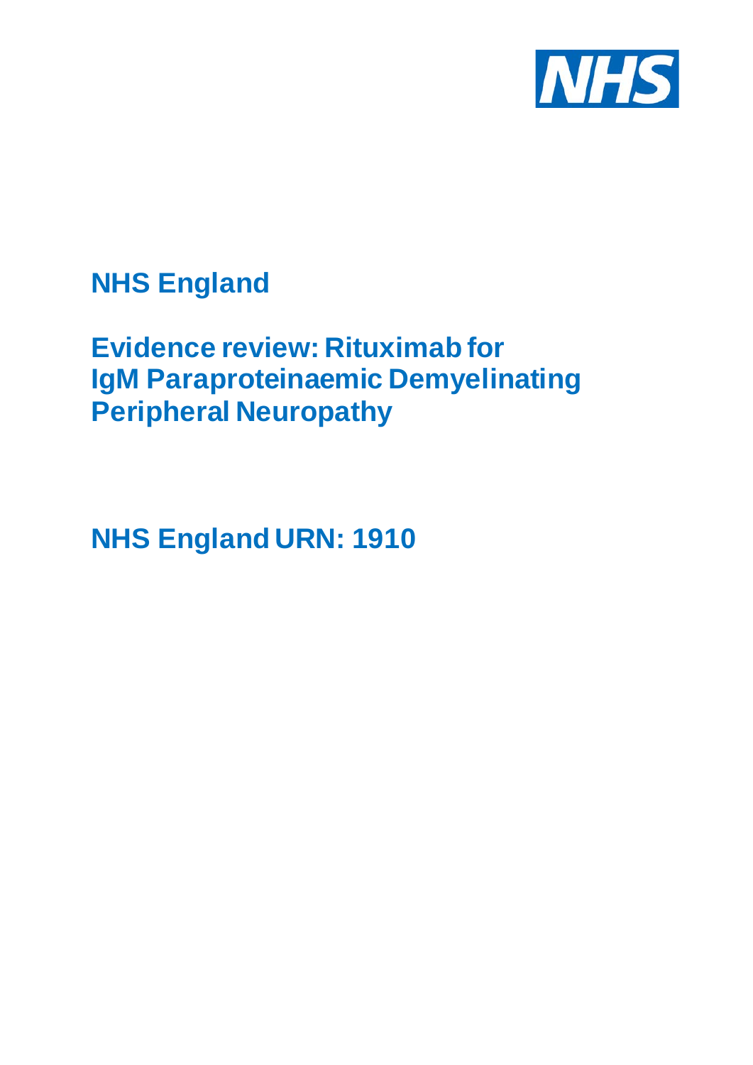NHS

# NHS England

# Evidence review: Rituximab for IgM Paraproteinaemic Demyelinating Peripheral Neuropathy

# NHS England URN: 1910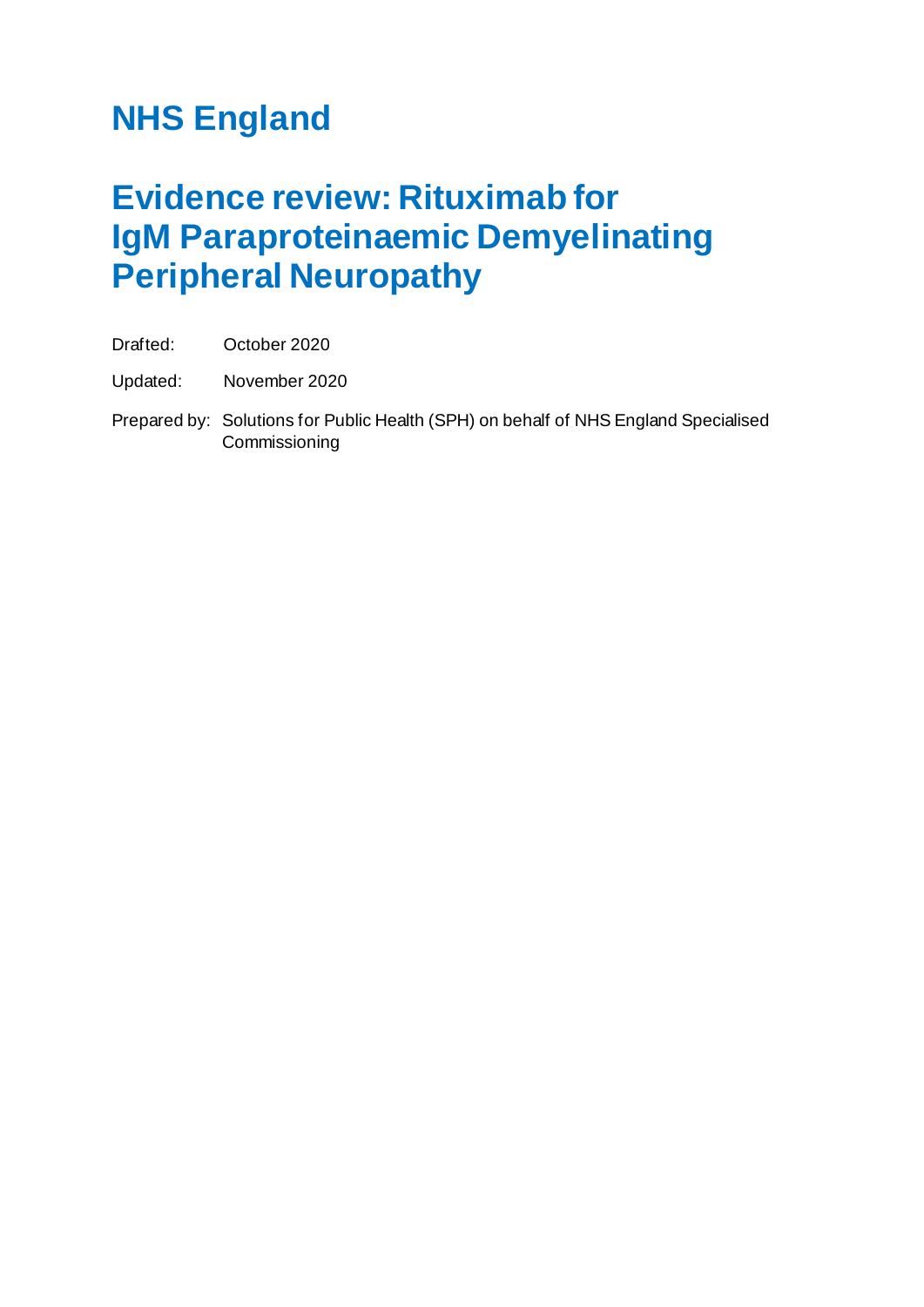# NHS England

# Evidence review: Rituximab for IgM Paraproteinaemic Demyelinating Peripheral Neuropathy

Drafted: October 2020

Updated: November 2020

Prepared by: Solutions for Public Health (SPH) on behalf of NHS England Specialised Commissioning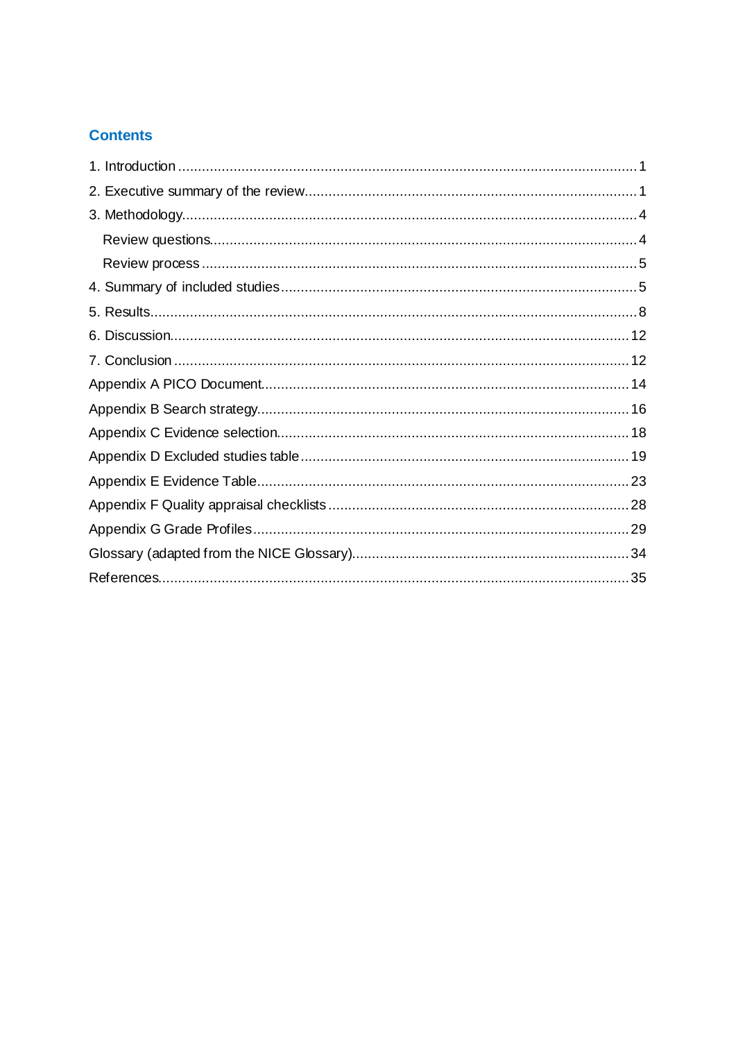## Contents

1. Introduction ... 1
2. Executive summary of the review ... 1
3. Methodology ... 4
   - Review questions ... 4
   - Review process ... 5
4. Summary of included studies ... 5
5. Results ... 8
6. Discussion ... 12
7. Conclusion ... 12

Appendix A PICO Document ... 14

Appendix B Search strategy ... 16

Appendix C Evidence selection ... 18

Appendix D Excluded studies table ... 19

Appendix E Evidence Table ... 23

Appendix F Quality appraisal checklists ... 28

Appendix G Grade Profiles ... 29

Glossary (adapted from the NICE Glossary) ... 34

References ... 35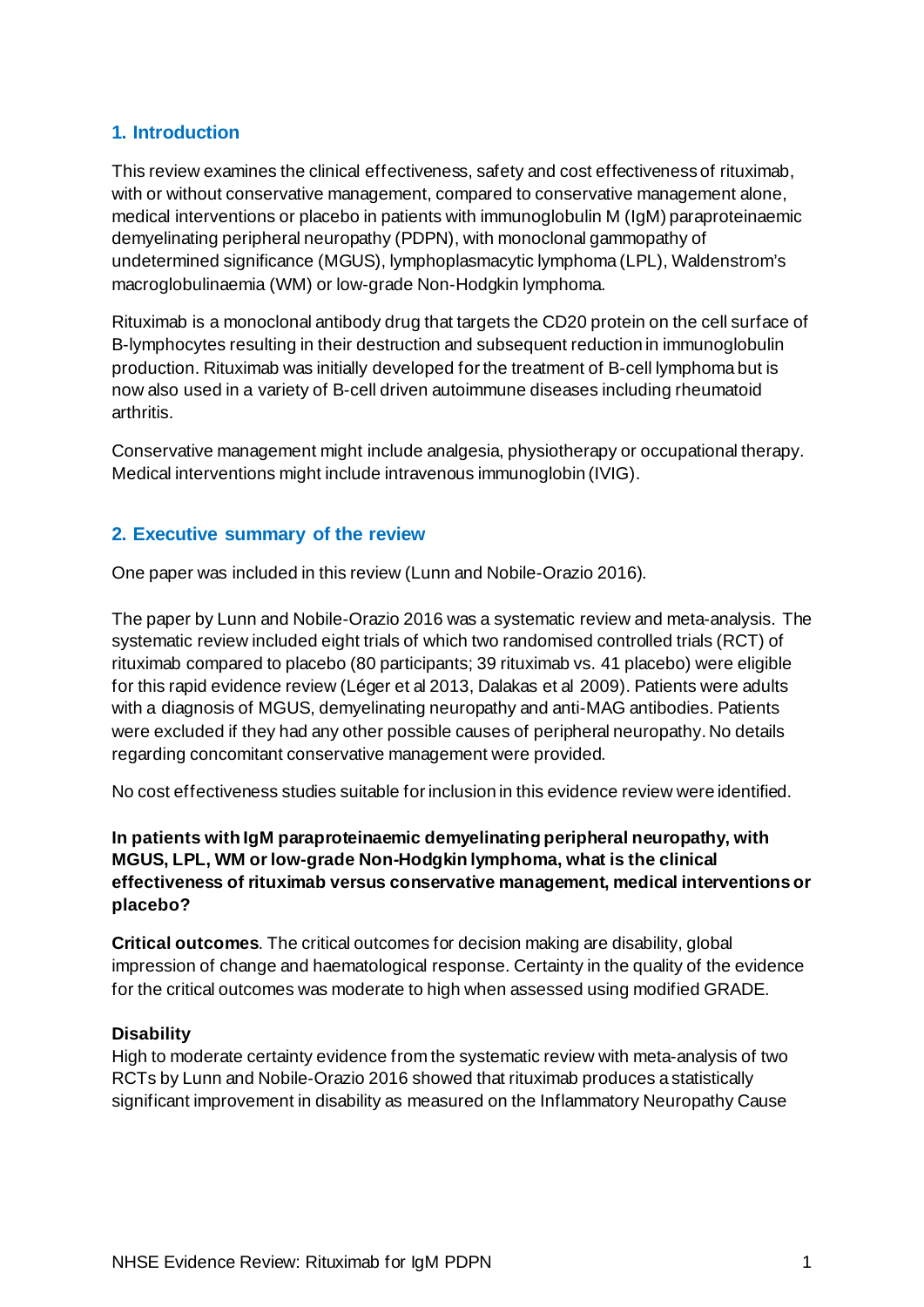## 1. Introduction

This review examines the clinical effectiveness, safety and cost effectiveness of rituximab, with or without conservative management, compared to conservative management alone, medical interventions or placebo in patients with immunoglobulin M (IgM) paraproteinaemic demyelinating peripheral neuropathy (PDPN), with monoclonal gammopathy of undetermined significance (MGUS), lymphoplasmacytic lymphoma (LPL), Waldenstrom's macroglobulinaemia (WM) or low-grade Non-Hodgkin lymphoma.

Rituximab is a monoclonal antibody drug that targets the CD20 protein on the cell surface of B-lymphocytes resulting in their destruction and subsequent reduction in immunoglobulin production. Rituximab was initially developed for the treatment of B-cell lymphoma but is now also used in a variety of B-cell driven autoimmune diseases including rheumatoid arthritis.

Conservative management might include analgesia, physiotherapy or occupational therapy. Medical interventions might include intravenous immunoglobin (IVIG).

## 2. Executive summary of the review

One paper was included in this review (Lunn and Nobile-Orazio 2016).

The paper by Lunn and Nobile-Orazio 2016 was a systematic review and meta-analysis. The systematic review included eight trials of which two randomised controlled trials (RCT) of rituximab compared to placebo (80 participants; 39 rituximab vs. 41 placebo) were eligible for this rapid evidence review (Léger et al 2013, Dalakas et al 2009). Patients were adults with a diagnosis of MGUS, demyelinating neuropathy and anti-MAG antibodies. Patients were excluded if they had any other possible causes of peripheral neuropathy. No details regarding concomitant conservative management were provided.

No cost effectiveness studies suitable for inclusion in this evidence review were identified.

**In patients with IgM paraproteinaemic demyelinating peripheral neuropathy, with MGUS, LPL, WM or low-grade Non-Hodgkin lymphoma, what is the clinical effectiveness of rituximab versus conservative management, medical interventions or placebo?**

**Critical outcomes**. The critical outcomes for decision making are disability, global impression of change and haematological response. Certainty in the quality of the evidence for the critical outcomes was moderate to high when assessed using modified GRADE.

**Disability**

High to moderate certainty evidence from the systematic review with meta-analysis of two RCTs by Lunn and Nobile-Orazio 2016 showed that rituximab produces a statistically significant improvement in disability as measured on the Inflammatory Neuropathy Cause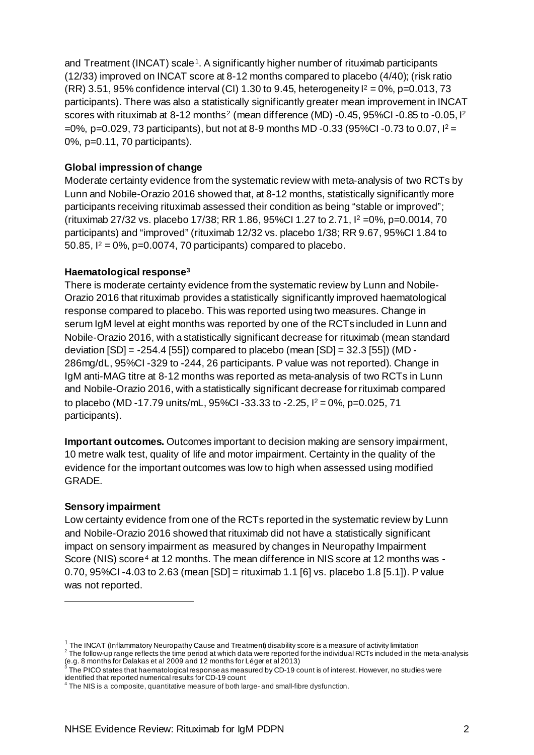and Treatment (INCAT) scale[1]. A significantly higher number of rituximab participants (12/33) improved on INCAT score at 8-12 months compared to placebo (4/40); (risk ratio (RR) 3.51, 95% confidence interval (CI) 1.30 to 9.45, heterogeneity $I^2 = 0\%$, p=0.013, 73 participants). There was also a statistically significantly greater mean improvement in INCAT scores with rituximab at 8-12 months[2] (mean difference (MD) -0.45, 95%CI -0.85 to -0.05, $I^2 = 0\%$, p=0.029, 73 participants), but not at 8-9 months MD -0.33 (95%CI -0.73 to 0.07, $I^2 = 0\%$, p=0.11, 70 participants).

**Global impression of change**

Moderate certainty evidence from the systematic review with meta-analysis of two RCTs by Lunn and Nobile-Orazio 2016 showed that, at 8-12 months, statistically significantly more participants receiving rituximab assessed their condition as being "stable or improved"; (rituximab 27/32 vs. placebo 17/38; RR 1.86, 95%CI 1.27 to 2.71, $I^2 = 0\%$, p=0.0014, 70 participants) and "improved" (rituximab 12/32 vs. placebo 1/38; RR 9.67, 95%CI 1.84 to 50.85, $I^2 = 0\%$, p=0.0074, 70 participants) compared to placebo.

**Haematological response[3]**

There is moderate certainty evidence from the systematic review by Lunn and Nobile-Orazio 2016 that rituximab provides a statistically significantly improved haematological response compared to placebo. This was reported using two measures. Change in serum IgM level at eight months was reported by one of the RCTs included in Lunn and Nobile-Orazio 2016, with a statistically significant decrease for rituximab (mean standard deviation [SD] = -254.4 [55]) compared to placebo (mean [SD] = 32.3 [55]) (MD -286mg/dL, 95%CI -329 to -244, 26 participants. P value was not reported). Change in IgM anti-MAG titre at 8-12 months was reported as meta-analysis of two RCTs in Lunn and Nobile-Orazio 2016, with a statistically significant decrease for rituximab compared to placebo (MD -17.79 units/mL, 95%CI -33.33 to -2.25, $I^2 = 0\%$, p=0.025, 71 participants).

**Important outcomes.** Outcomes important to decision making are sensory impairment, 10 metre walk test, quality of life and motor impairment. Certainty in the quality of the evidence for the important outcomes was low to high when assessed using modified GRADE.

**Sensory impairment**

Low certainty evidence from one of the RCTs reported in the systematic review by Lunn and Nobile-Orazio 2016 showed that rituximab did not have a statistically significant impact on sensory impairment as measured by changes in Neuropathy Impairment Score (NIS) score[4] at 12 months. The mean difference in NIS score at 12 months was -0.70, 95%CI -4.03 to 2.63 (mean [SD] = rituximab 1.1 [6] vs. placebo 1.8 [5.1]). P value was not reported.

---

[1] The INCAT (Inflammatory Neuropathy Cause and Treatment) disability score is a measure of activity limitation

[2] The follow-up range reflects the time period at which data were reported for the individual RCTs included in the meta-analysis (e.g. 8 months for Dalakas et al 2009 and 12 months for Léger et al 2013)

[3] The PICO states that haematological response as measured by CD-19 count is of interest. However, no studies were identified that reported numerical results for CD-19 count

[4] The NIS is a composite, quantitative measure of both large- and small-fibre dysfunction.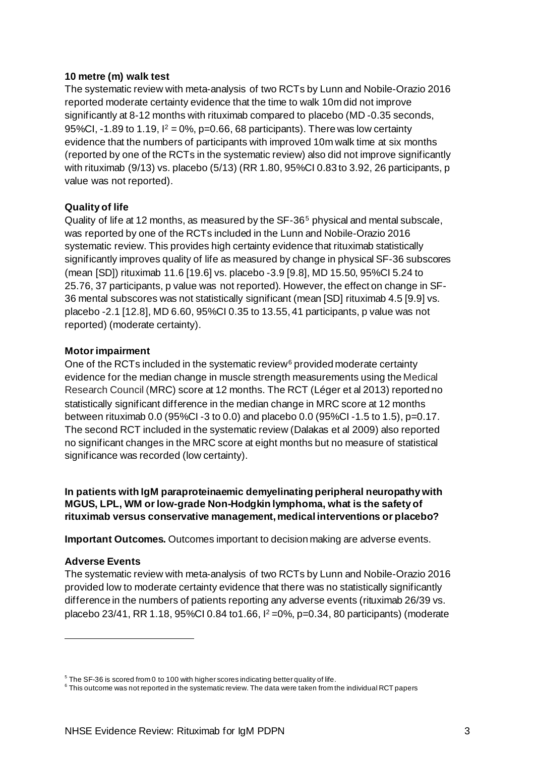**10 metre (m) walk test**

The systematic review with meta-analysis of two RCTs by Lunn and Nobile-Orazio 2016 reported moderate certainty evidence that the time to walk 10m did not improve significantly at 8-12 months with rituximab compared to placebo (MD -0.35 seconds, 95%CI, -1.89 to 1.19, $I^2 = 0\%$, p=0.66, 68 participants). There was low certainty evidence that the numbers of participants with improved 10m walk time at six months (reported by one of the RCTs in the systematic review) also did not improve significantly with rituximab (9/13) vs. placebo (5/13) (RR 1.80, 95%CI 0.83 to 3.92, 26 participants, p value was not reported).

**Quality of life**

Quality of life at 12 months, as measured by the SF-36[5] physical and mental subscale, was reported by one of the RCTs included in the Lunn and Nobile-Orazio 2016 systematic review. This provides high certainty evidence that rituximab statistically significantly improves quality of life as measured by change in physical SF-36 subscores (mean [SD]) rituximab 11.6 [19.6] vs. placebo -3.9 [9.8], MD 15.50, 95%CI 5.24 to 25.76, 37 participants, p value was not reported). However, the effect on change in SF-36 mental subscores was not statistically significant (mean [SD] rituximab 4.5 [9.9] vs. placebo -2.1 [12.8], MD 6.60, 95%CI 0.35 to 13.55, 41 participants, p value was not reported) (moderate certainty).

**Motor impairment**

One of the RCTs included in the systematic review[6] provided moderate certainty evidence for the median change in muscle strength measurements using the Medical Research Council (MRC) score at 12 months. The RCT (Léger et al 2013) reported no statistically significant difference in the median change in MRC score at 12 months between rituximab 0.0 (95%CI -3 to 0.0) and placebo 0.0 (95%CI -1.5 to 1.5), p=0.17. The second RCT included in the systematic review (Dalakas et al 2009) also reported no significant changes in the MRC score at eight months but no measure of statistical significance was recorded (low certainty).

**In patients with IgM paraproteinaemic demyelinating peripheral neuropathy with MGUS, LPL, WM or low-grade Non-Hodgkin lymphoma, what is the safety of rituximab versus conservative management, medical interventions or placebo?**

**Important Outcomes.** Outcomes important to decision making are adverse events.

**Adverse Events**

The systematic review with meta-analysis of two RCTs by Lunn and Nobile-Orazio 2016 provided low to moderate certainty evidence that there was no statistically significantly difference in the numbers of patients reporting any adverse events (rituximab 26/39 vs. placebo 23/41, RR 1.18, 95%CI 0.84 to1.66, $I^2 = 0\%$, p=0.34, 80 participants) (moderate

---

[5] The SF-36 is scored from 0 to 100 with higher scores indicating better quality of life.

[6] This outcome was not reported in the systematic review. The data were taken from the individual RCT papers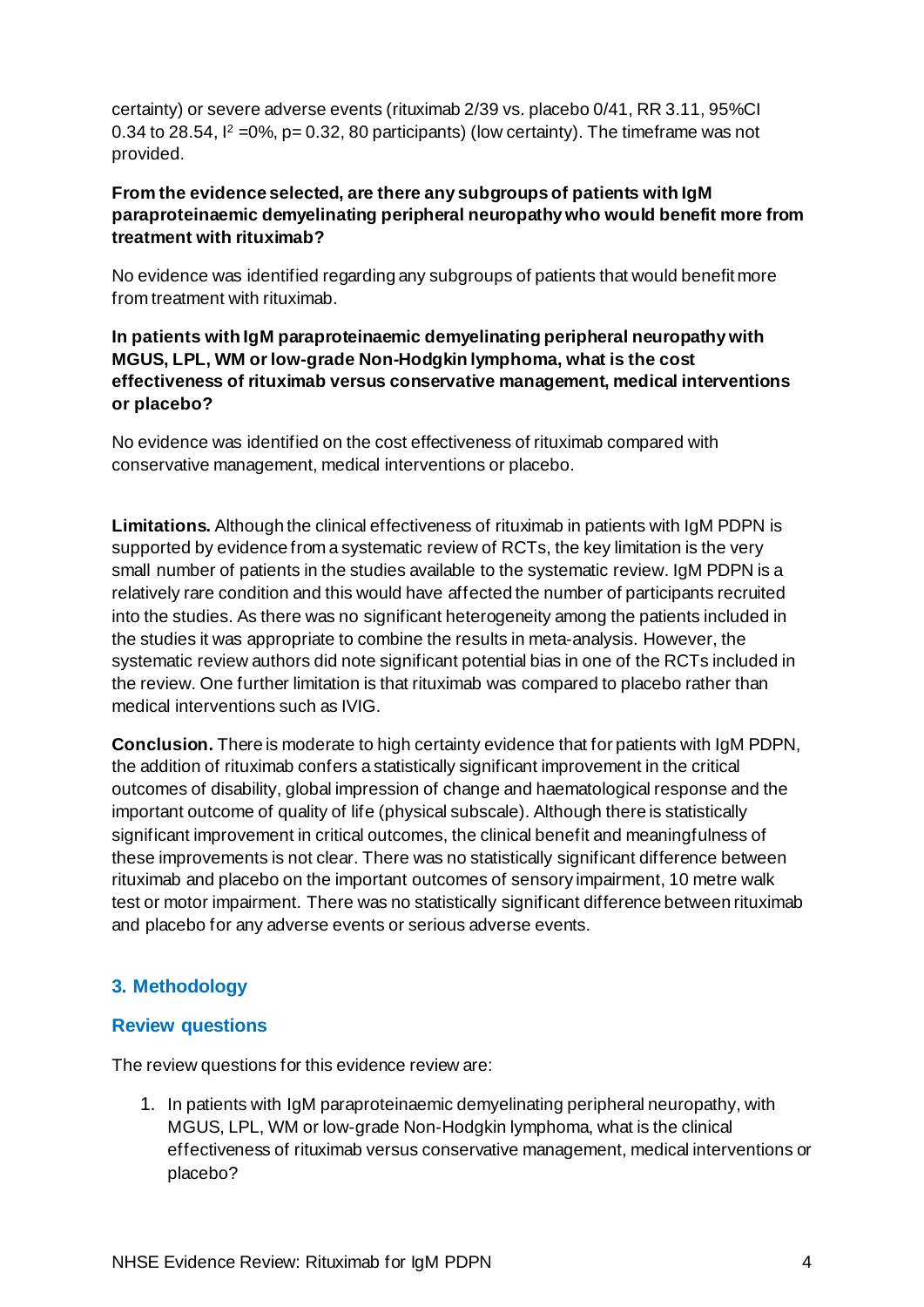certainty) or severe adverse events (rituximab 2/39 vs. placebo 0/41, RR 3.11, 95%CI 0.34 to 28.54, $I^2$ =0%, p= 0.32, 80 participants) (low certainty). The timeframe was not provided.

**From the evidence selected, are there any subgroups of patients with IgM paraproteinaemic demyelinating peripheral neuropathy who would benefit more from treatment with rituximab?**

No evidence was identified regarding any subgroups of patients that would benefit more from treatment with rituximab.

**In patients with IgM paraproteinaemic demyelinating peripheral neuropathy with MGUS, LPL, WM or low-grade Non-Hodgkin lymphoma, what is the cost effectiveness of rituximab versus conservative management, medical interventions or placebo?**

No evidence was identified on the cost effectiveness of rituximab compared with conservative management, medical interventions or placebo.

**Limitations.** Although the clinical effectiveness of rituximab in patients with IgM PDPN is supported by evidence from a systematic review of RCTs, the key limitation is the very small number of patients in the studies available to the systematic review. IgM PDPN is a relatively rare condition and this would have affected the number of participants recruited into the studies. As there was no significant heterogeneity among the patients included in the studies it was appropriate to combine the results in meta-analysis. However, the systematic review authors did note significant potential bias in one of the RCTs included in the review. One further limitation is that rituximab was compared to placebo rather than medical interventions such as IVIG.

**Conclusion.** There is moderate to high certainty evidence that for patients with IgM PDPN, the addition of rituximab confers a statistically significant improvement in the critical outcomes of disability, global impression of change and haematological response and the important outcome of quality of life (physical subscale). Although there is statistically significant improvement in critical outcomes, the clinical benefit and meaningfulness of these improvements is not clear. There was no statistically significant difference between rituximab and placebo on the important outcomes of sensory impairment, 10 metre walk test or motor impairment. There was no statistically significant difference between rituximab and placebo for any adverse events or serious adverse events.

## 3. Methodology

### Review questions

The review questions for this evidence review are:

1. In patients with IgM paraproteinaemic demyelinating peripheral neuropathy, with MGUS, LPL, WM or low-grade Non-Hodgkin lymphoma, what is the clinical effectiveness of rituximab versus conservative management, medical interventions or placebo?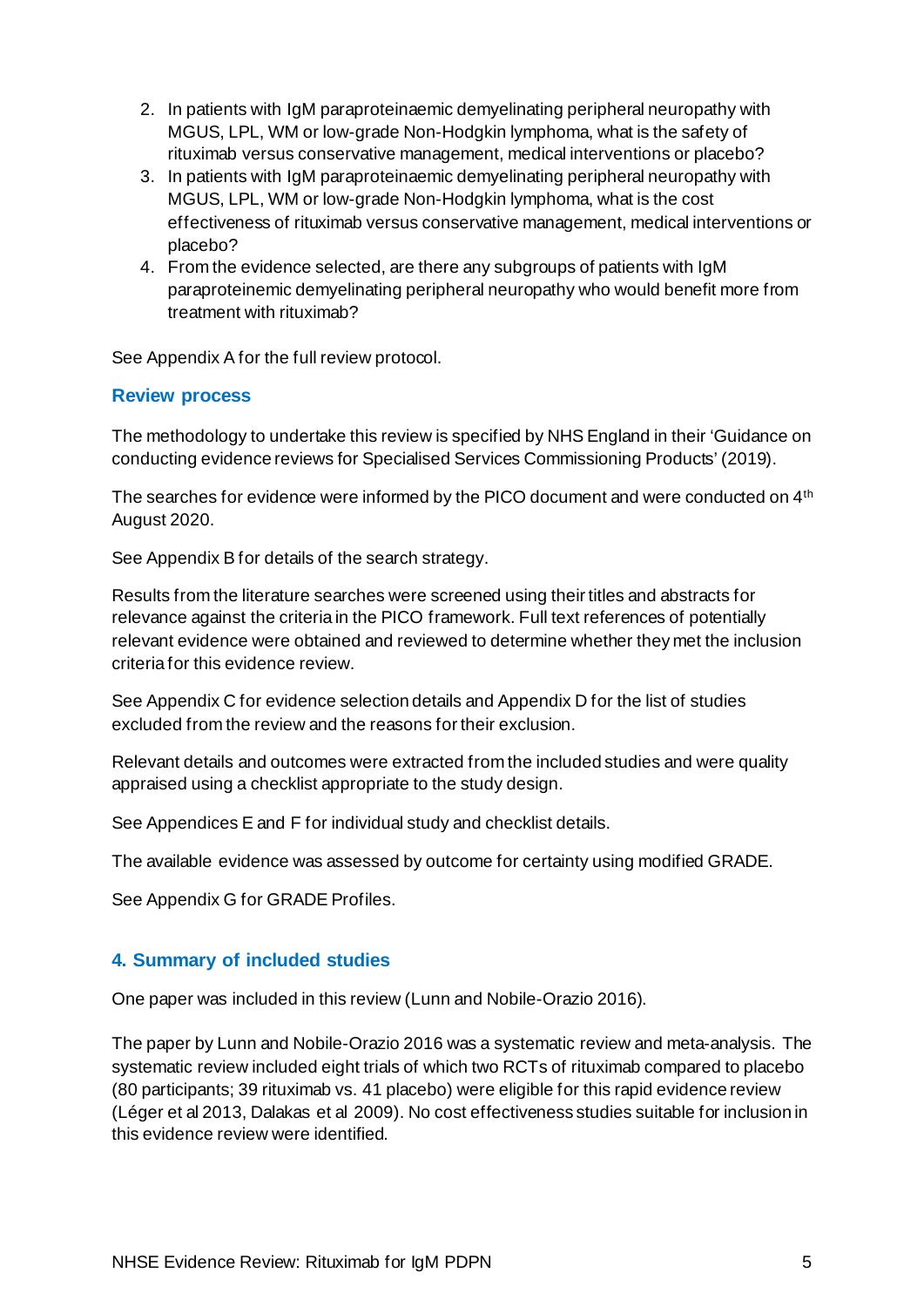2. In patients with IgM paraproteinaemic demyelinating peripheral neuropathy with MGUS, LPL, WM or low-grade Non-Hodgkin lymphoma, what is the safety of rituximab versus conservative management, medical interventions or placebo?
3. In patients with IgM paraproteinaemic demyelinating peripheral neuropathy with MGUS, LPL, WM or low-grade Non-Hodgkin lymphoma, what is the cost effectiveness of rituximab versus conservative management, medical interventions or placebo?
4. From the evidence selected, are there any subgroups of patients with IgM paraproteinemic demyelinating peripheral neuropathy who would benefit more from treatment with rituximab?

See Appendix A for the full review protocol.

### Review process

The methodology to undertake this review is specified by NHS England in their 'Guidance on conducting evidence reviews for Specialised Services Commissioning Products' (2019).

The searches for evidence were informed by the PICO document and were conducted on 4th August 2020.

See Appendix B for details of the search strategy.

Results from the literature searches were screened using their titles and abstracts for relevance against the criteria in the PICO framework. Full text references of potentially relevant evidence were obtained and reviewed to determine whether they met the inclusion criteria for this evidence review.

See Appendix C for evidence selection details and Appendix D for the list of studies excluded from the review and the reasons for their exclusion.

Relevant details and outcomes were extracted from the included studies and were quality appraised using a checklist appropriate to the study design.

See Appendices E and F for individual study and checklist details.

The available evidence was assessed by outcome for certainty using modified GRADE.

See Appendix G for GRADE Profiles.

## 4. Summary of included studies

One paper was included in this review (Lunn and Nobile-Orazio 2016).

The paper by Lunn and Nobile-Orazio 2016 was a systematic review and meta-analysis. The systematic review included eight trials of which two RCTs of rituximab compared to placebo (80 participants; 39 rituximab vs. 41 placebo) were eligible for this rapid evidence review (Léger et al 2013, Dalakas et al 2009). No cost effectiveness studies suitable for inclusion in this evidence review were identified.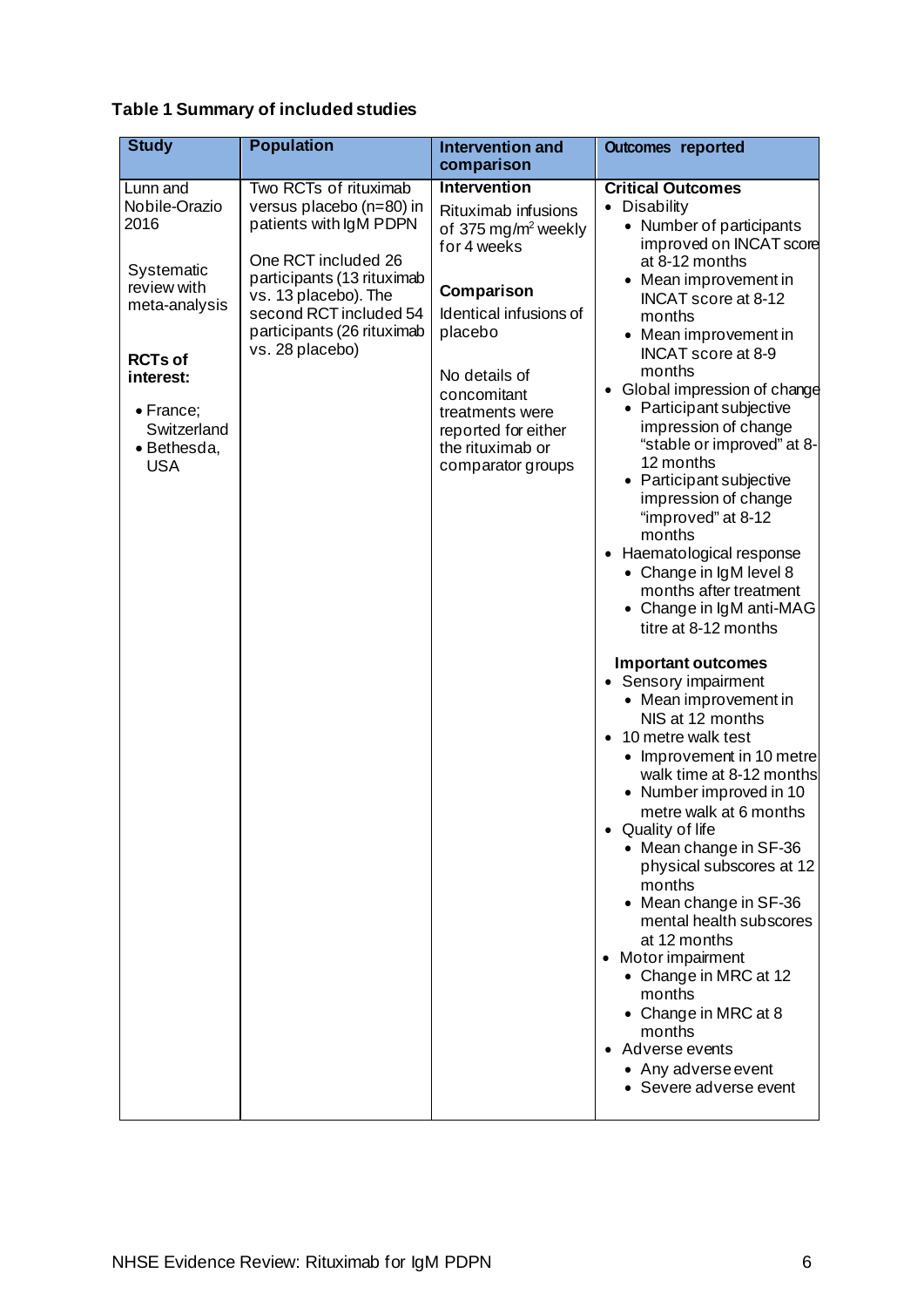**Table 1 Summary of included studies**

| Study | Population | Intervention and comparison | Outcomes reported |
|---|---|---|---|
| Lunn and Nobile-Orazio 2016<br><br>Systematic review with meta-analysis<br><br>**RCTs of interest:**<br>• France; Switzerland<br>• Bethesda, USA | Two RCTs of rituximab versus placebo (n=80) in patients with IgM PDPN<br><br>One RCT included 26 participants (13 rituximab vs. 13 placebo). The second RCT included 54 participants (26 rituximab vs. 28 placebo) | **Intervention**<br>Rituximab infusions of 375 mg/m$^2$ weekly for 4 weeks<br><br>**Comparison**<br>Identical infusions of placebo<br><br>No details of concomitant treatments were reported for either the rituximab or comparator groups | **Critical Outcomes**<br>• Disability<br>&nbsp;&nbsp;• Number of participants improved on INCAT score at 8-12 months<br>&nbsp;&nbsp;• Mean improvement in INCAT score at 8-12 months<br>&nbsp;&nbsp;• Mean improvement in INCAT score at 8-9 months<br>• Global impression of change<br>&nbsp;&nbsp;• Participant subjective impression of change "stable or improved" at 8-12 months<br>&nbsp;&nbsp;• Participant subjective impression of change "improved" at 8-12 months<br>• Haematological response<br>&nbsp;&nbsp;• Change in IgM level 8 months after treatment<br>&nbsp;&nbsp;• Change in IgM anti-MAG titre at 8-12 months<br><br>**Important outcomes**<br>• Sensory impairment<br>&nbsp;&nbsp;• Mean improvement in NIS at 12 months<br>• 10 metre walk test<br>&nbsp;&nbsp;• Improvement in 10 metre walk time at 8-12 months<br>&nbsp;&nbsp;• Number improved in 10 metre walk at 6 months<br>• Quality of life<br>&nbsp;&nbsp;• Mean change in SF-36 physical subscores at 12 months<br>&nbsp;&nbsp;• Mean change in SF-36 mental health subscores at 12 months<br>• Motor impairment<br>&nbsp;&nbsp;• Change in MRC at 12 months<br>&nbsp;&nbsp;• Change in MRC at 8 months<br>• Adverse events<br>&nbsp;&nbsp;• Any adverse event<br>&nbsp;&nbsp;• Severe adverse event |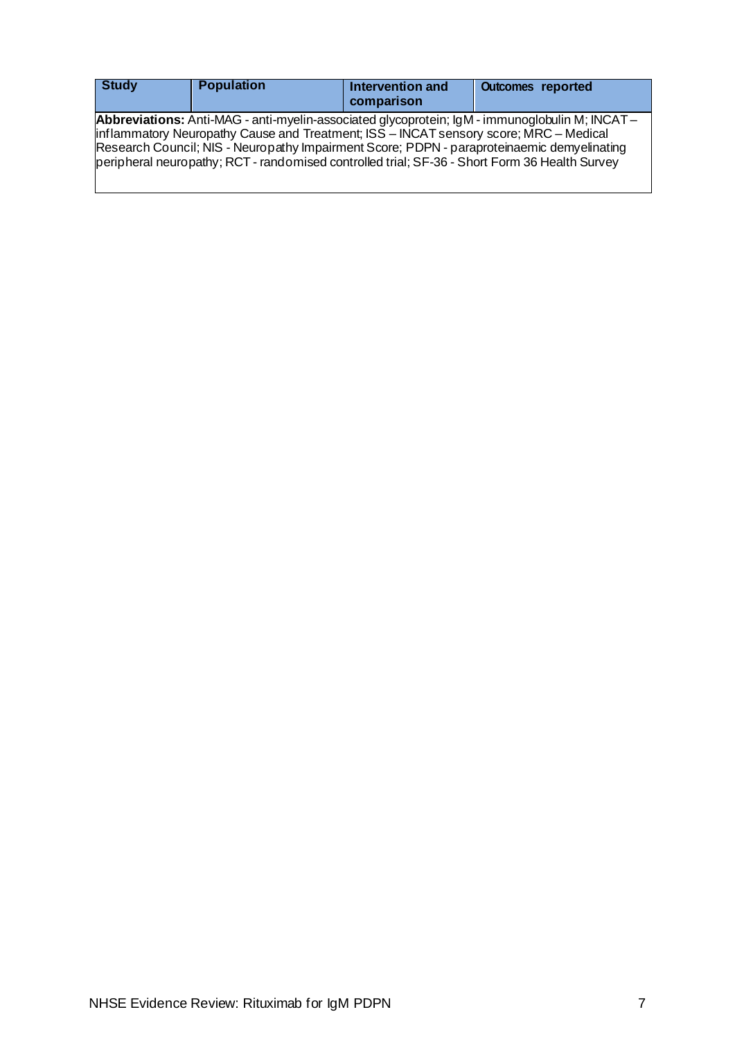| Study | Population | Intervention and comparison | Outcomes reported |
|---|---|---|---|
| **Abbreviations:** Anti-MAG - anti-myelin-associated glycoprotein; IgM - immunoglobulin M; INCAT – inflammatory Neuropathy Cause and Treatment; ISS – INCAT sensory score; MRC – Medical Research Council; NIS - Neuropathy Impairment Score; PDPN - paraproteinaemic demyelinating peripheral neuropathy; RCT - randomised controlled trial; SF-36 - Short Form 36 Health Survey | | | |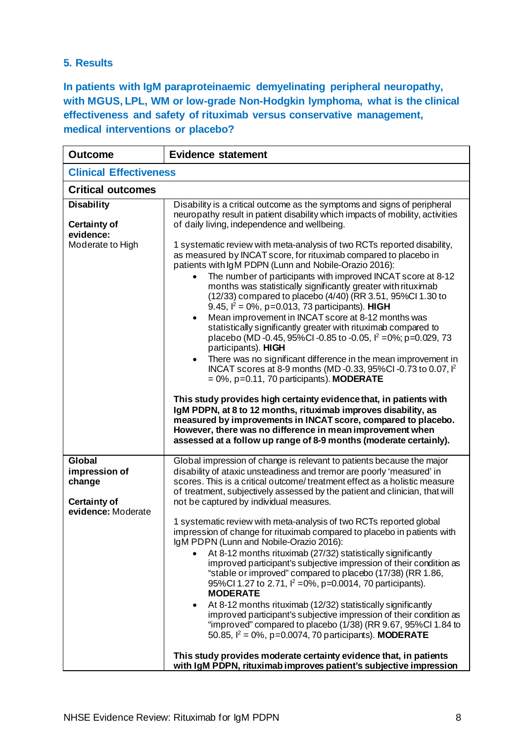## 5. Results

### In patients with IgM paraproteinaemic demyelinating peripheral neuropathy, with MGUS, LPL, WM or low-grade Non-Hodgkin lymphoma, what is the clinical effectiveness and safety of rituximab versus conservative management, medical interventions or placebo?

| Outcome | Evidence statement |
|---|---|
| **Clinical Effectiveness** | |
| **Critical outcomes** | |
| **Disability**<br><br>**Certainty of evidence:** Moderate to High | Disability is a critical outcome as the symptoms and signs of peripheral neuropathy result in patient disability which impacts of mobility, activities of daily living, independence and wellbeing.<br><br>1 systematic review with meta-analysis of two RCTs reported disability, as measured by INCAT score, for rituximab compared to placebo in patients with IgM PDPN (Lunn and Nobile-Orazio 2016):<br>• The number of participants with improved INCAT score at 8-12 months was statistically significantly greater with rituximab (12/33) compared to placebo (4/40) (RR 3.51, 95%CI 1.30 to 9.45, $I^2$ = 0%, p=0.013, 73 participants). **HIGH**<br>• Mean improvement in INCAT score at 8-12 months was statistically significantly greater with rituximab compared to placebo (MD -0.45, 95%CI -0.85 to -0.05, $I^2$ =0%; p=0.029, 73 participants). **HIGH**<br>• There was no significant difference in the mean improvement in INCAT scores at 8-9 months (MD -0.33, 95%CI -0.73 to 0.07, $I^2$ = 0%, p=0.11, 70 participants). **MODERATE**<br><br>**This study provides high certainty evidence that, in patients with IgM PDPN, at 8 to 12 months, rituximab improves disability, as measured by improvements in INCAT score, compared to placebo. However, there was no difference in mean improvement when assessed at a follow up range of 8-9 months (moderate certainly).** |
| **Global impression of change**<br><br>**Certainty of evidence:** Moderate | Global impression of change is relevant to patients because the major disability of ataxic unsteadiness and tremor are poorly 'measured' in scores. This is a critical outcome/ treatment effect as a holistic measure of treatment, subjectively assessed by the patient and clinician, that will not be captured by individual measures.<br><br>1 systematic review with meta-analysis of two RCTs reported global impression of change for rituximab compared to placebo in patients with IgM PDPN (Lunn and Nobile-Orazio 2016):<br>• At 8-12 months rituximab (27/32) statistically significantly improved participant's subjective impression of their condition as "stable or improved" compared to placebo (17/38) (RR 1.86, 95%CI 1.27 to 2.71, $I^2$ =0%, p=0.0014, 70 participants). **MODERATE**<br>• At 8-12 months rituximab (12/32) statistically significantly improved participant's subjective impression of their condition as "improved" compared to placebo (1/38) (RR 9.67, 95%CI 1.84 to 50.85, $I^2$ = 0%, p=0.0074, 70 participants). **MODERATE**<br><br>**This study provides moderate certainty evidence that, in patients with IgM PDPN, rituximab improves patient's subjective impression** |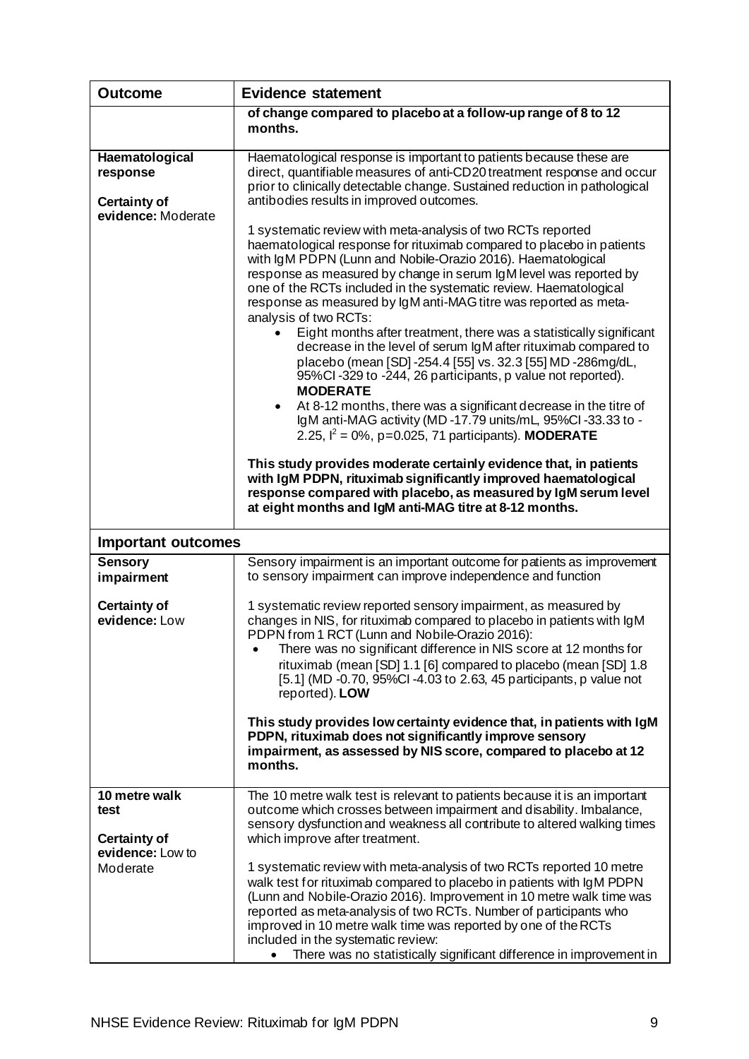| Outcome | Evidence statement |
| --- | --- |
| | **of change compared to placebo at a follow-up range of 8 to 12 months.** |
| **Haematological response**<br><br>**Certainty of evidence:** Moderate | Haematological response is important to patients because these are direct, quantifiable measures of anti-CD20 treatment response and occur prior to clinically detectable change. Sustained reduction in pathological antibodies results in improved outcomes.<br><br>1 systematic review with meta-analysis of two RCTs reported haematological response for rituximab compared to placebo in patients with IgM PDPN (Lunn and Nobile-Orazio 2016). Haematological response as measured by change in serum IgM level was reported by one of the RCTs included in the systematic review. Haematological response as measured by IgM anti-MAG titre was reported as meta-analysis of two RCTs:<br>• Eight months after treatment, there was a statistically significant decrease in the level of serum IgM after rituximab compared to placebo (mean [SD] -254.4 [55] vs. 32.3 [55] MD -286mg/dL, 95%CI -329 to -244, 26 participants, p value not reported). **MODERATE**<br>• At 8-12 months, there was a significant decrease in the titre of IgM anti-MAG activity (MD -17.79 units/mL, 95%CI -33.33 to -2.25, $I^2 = 0\%$, p=0.025, 71 participants). **MODERATE**<br><br>**This study provides moderate certainly evidence that, in patients with IgM PDPN, rituximab significantly improved haematological response compared with placebo, as measured by IgM serum level at eight months and IgM anti-MAG titre at 8-12 months.** |
| **Important outcomes** | |
| **Sensory impairment**<br><br>**Certainty of evidence:** Low | Sensory impairment is an important outcome for patients as improvement to sensory impairment can improve independence and function<br><br>1 systematic review reported sensory impairment, as measured by changes in NIS, for rituximab compared to placebo in patients with IgM PDPN from 1 RCT (Lunn and Nobile-Orazio 2016):<br>• There was no significant difference in NIS score at 12 months for rituximab (mean [SD] 1.1 [6] compared to placebo (mean [SD] 1.8 [5.1] (MD -0.70, 95%CI -4.03 to 2.63, 45 participants, p value not reported). **LOW**<br><br>**This study provides low certainty evidence that, in patients with IgM PDPN, rituximab does not significantly improve sensory impairment, as assessed by NIS score, compared to placebo at 12 months.** |
| **10 metre walk test**<br><br>**Certainty of evidence:** Low to Moderate | The 10 metre walk test is relevant to patients because it is an important outcome which crosses between impairment and disability. Imbalance, sensory dysfunction and weakness all contribute to altered walking times which improve after treatment.<br><br>1 systematic review with meta-analysis of two RCTs reported 10 metre walk test for rituximab compared to placebo in patients with IgM PDPN (Lunn and Nobile-Orazio 2016). Improvement in 10 metre walk time was reported as meta-analysis of two RCTs. Number of participants who improved in 10 metre walk time was reported by one of the RCTs included in the systematic review:<br>• There was no statistically significant difference in improvement in |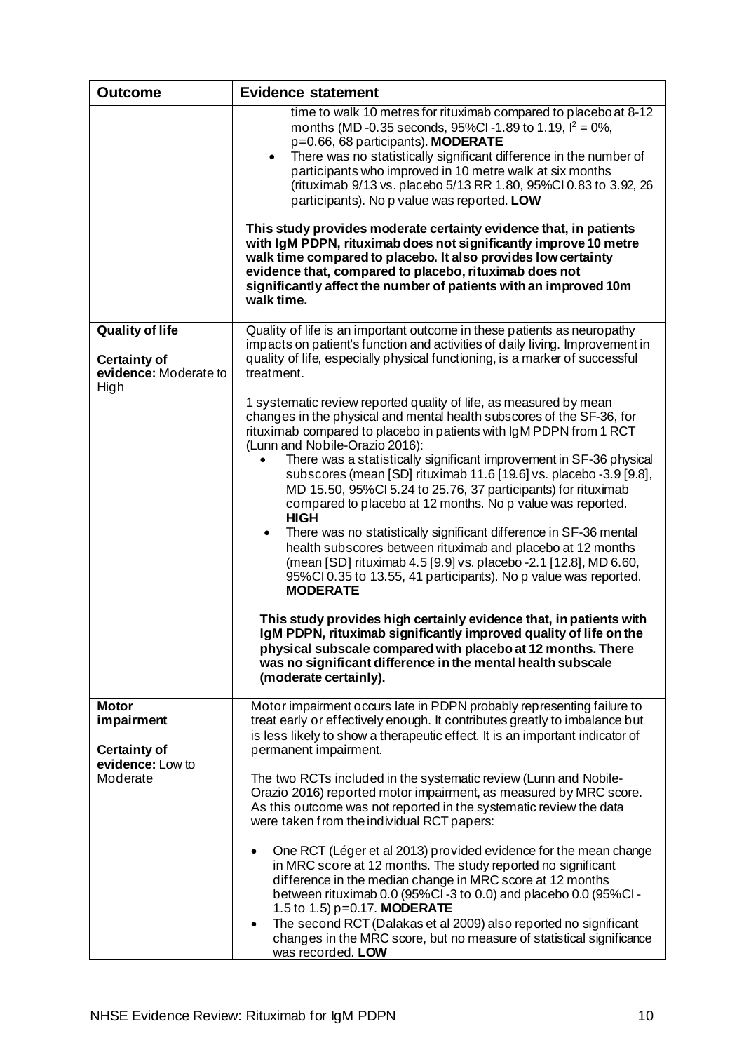| Outcome | Evidence statement |
|---|---|
| | time to walk 10 metres for rituximab compared to placebo at 8-12 months (MD -0.35 seconds, 95%CI -1.89 to 1.19, $I^2 = 0\%$, p=0.66, 68 participants). **MODERATE**<br>• There was no statistically significant difference in the number of participants who improved in 10 metre walk at six months (rituximab 9/13 vs. placebo 5/13 RR 1.80, 95%CI 0.83 to 3.92, 26 participants). No p value was reported. **LOW**<br><br>**This study provides moderate certainty evidence that, in patients with IgM PDPN, rituximab does not significantly improve 10 metre walk time compared to placebo. It also provides low certainty evidence that, compared to placebo, rituximab does not significantly affect the number of patients with an improved 10m walk time.** |
| **Quality of life**<br><br>**Certainty of evidence:** Moderate to High | Quality of life is an important outcome in these patients as neuropathy impacts on patient's function and activities of daily living. Improvement in quality of life, especially physical functioning, is a marker of successful treatment.<br><br>1 systematic review reported quality of life, as measured by mean changes in the physical and mental health subscores of the SF-36, for rituximab compared to placebo in patients with IgM PDPN from 1 RCT (Lunn and Nobile-Orazio 2016):<br>• There was a statistically significant improvement in SF-36 physical subscores (mean [SD] rituximab 11.6 [19.6] vs. placebo -3.9 [9.8], MD 15.50, 95%CI 5.24 to 25.76, 37 participants) for rituximab compared to placebo at 12 months. No p value was reported. **HIGH**<br>• There was no statistically significant difference in SF-36 mental health subscores between rituximab and placebo at 12 months (mean [SD] rituximab 4.5 [9.9] vs. placebo -2.1 [12.8], MD 6.60, 95%CI 0.35 to 13.55, 41 participants). No p value was reported. **MODERATE**<br><br>**This study provides high certainly evidence that, in patients with IgM PDPN, rituximab significantly improved quality of life on the physical subscale compared with placebo at 12 months. There was no significant difference in the mental health subscale (moderate certainly).** |
| **Motor impairment**<br><br>**Certainty of evidence:** Low to Moderate | Motor impairment occurs late in PDPN probably representing failure to treat early or effectively enough. It contributes greatly to imbalance but is less likely to show a therapeutic effect. It is an important indicator of permanent impairment.<br><br>The two RCTs included in the systematic review (Lunn and Nobile-Orazio 2016) reported motor impairment, as measured by MRC score. As this outcome was not reported in the systematic review the data were taken from the individual RCT papers:<br><br>• One RCT (Léger et al 2013) provided evidence for the mean change in MRC score at 12 months. The study reported no significant difference in the median change in MRC score at 12 months between rituximab 0.0 (95%CI -3 to 0.0) and placebo 0.0 (95%CI -1.5 to 1.5) p=0.17. **MODERATE**<br>• The second RCT (Dalakas et al 2009) also reported no significant changes in the MRC score, but no measure of statistical significance was recorded. **LOW** |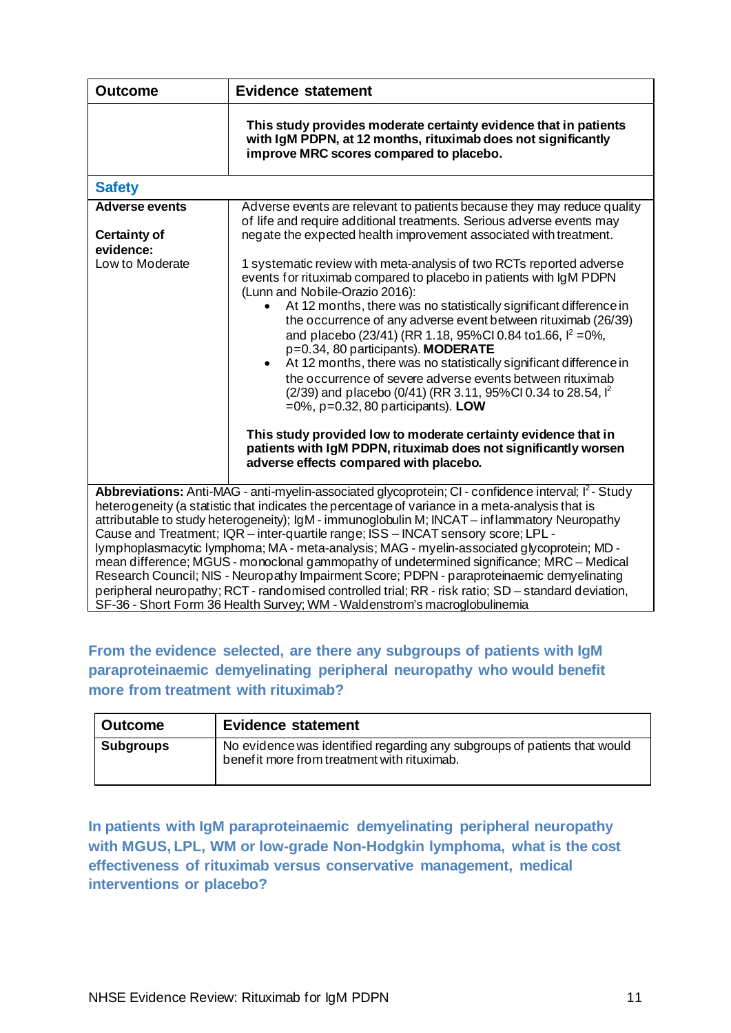| Outcome | Evidence statement |
|---|---|
| | **This study provides moderate certainty evidence that in patients with IgM PDPN, at 12 months, rituximab does not significantly improve MRC scores compared to placebo.** |
| **Safety** | |
| **Adverse events**<br><br>**Certainty of evidence:**<br>Low to Moderate | Adverse events are relevant to patients because they may reduce quality of life and require additional treatments. Serious adverse events may negate the expected health improvement associated with treatment.<br><br>1 systematic review with meta-analysis of two RCTs reported adverse events for rituximab compared to placebo in patients with IgM PDPN (Lunn and Nobile-Orazio 2016):<br>• At 12 months, there was no statistically significant difference in the occurrence of any adverse event between rituximab (26/39) and placebo (23/41) (RR 1.18, 95%CI 0.84 to1.66, $I^2$ =0%, p=0.34, 80 participants). **MODERATE**<br>• At 12 months, there was no statistically significant difference in the occurrence of severe adverse events between rituximab (2/39) and placebo (0/41) (RR 3.11, 95%CI 0.34 to 28.54, $I^2$ =0%, p=0.32, 80 participants). **LOW**<br><br>**This study provided low to moderate certainty evidence that in patients with IgM PDPN, rituximab does not significantly worsen adverse effects compared with placebo.** |

**Abbreviations:** Anti-MAG - anti-myelin-associated glycoprotein; CI - confidence interval; $I^2$ - Study heterogeneity (a statistic that indicates the percentage of variance in a meta-analysis that is attributable to study heterogeneity); IgM - immunoglobulin M; INCAT – inflammatory Neuropathy Cause and Treatment; IQR – inter-quartile range; ISS – INCAT sensory score; LPL - lymphoplasmacytic lymphoma; MA - meta-analysis; MAG - myelin-associated glycoprotein; MD - mean difference; MGUS - monoclonal gammopathy of undetermined significance; MRC – Medical Research Council; NIS - Neuropathy Impairment Score; PDPN - paraproteinaemic demyelinating peripheral neuropathy; RCT - randomised controlled trial; RR - risk ratio; SD – standard deviation, SF-36 - Short Form 36 Health Survey; WM - Waldenstrom's macroglobulinemia

## From the evidence selected, are there any subgroups of patients with IgM paraproteinaemic demyelinating peripheral neuropathy who would benefit more from treatment with rituximab?

| Outcome | Evidence statement |
|---|---|
| **Subgroups** | No evidence was identified regarding any subgroups of patients that would benefit more from treatment with rituximab. |

## In patients with IgM paraproteinaemic demyelinating peripheral neuropathy with MGUS, LPL, WM or low-grade Non-Hodgkin lymphoma, what is the cost effectiveness of rituximab versus conservative management, medical interventions or placebo?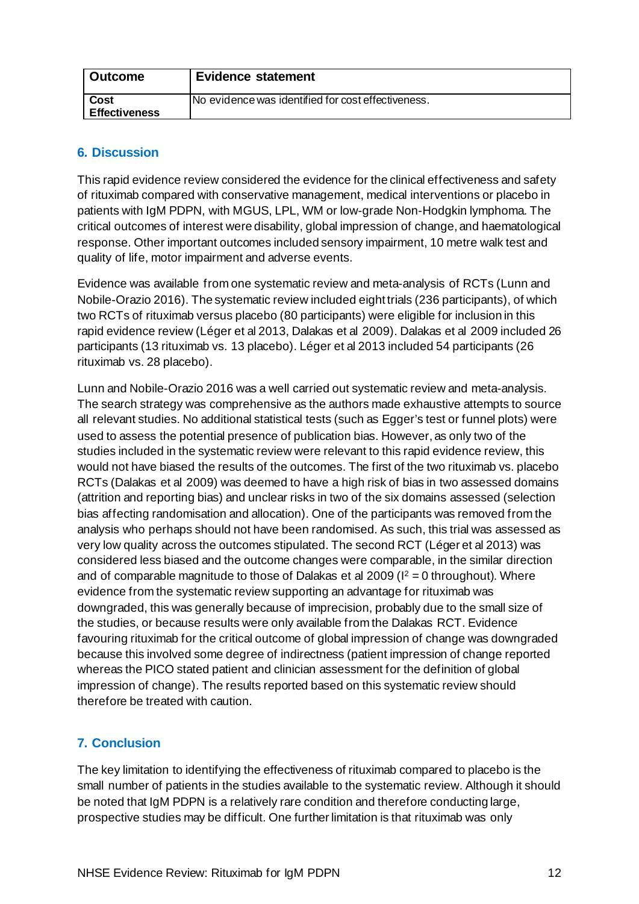| Outcome | Evidence statement |
| --- | --- |
| **Cost Effectiveness** | No evidence was identified for cost effectiveness. |

## 6. Discussion

This rapid evidence review considered the evidence for the clinical effectiveness and safety of rituximab compared with conservative management, medical interventions or placebo in patients with IgM PDPN, with MGUS, LPL, WM or low-grade Non-Hodgkin lymphoma. The critical outcomes of interest were disability, global impression of change, and haematological response. Other important outcomes included sensory impairment, 10 metre walk test and quality of life, motor impairment and adverse events.

Evidence was available from one systematic review and meta-analysis of RCTs (Lunn and Nobile-Orazio 2016). The systematic review included eight trials (236 participants), of which two RCTs of rituximab versus placebo (80 participants) were eligible for inclusion in this rapid evidence review (Léger et al 2013, Dalakas et al 2009). Dalakas et al 2009 included 26 participants (13 rituximab vs. 13 placebo). Léger et al 2013 included 54 participants (26 rituximab vs. 28 placebo).

Lunn and Nobile-Orazio 2016 was a well carried out systematic review and meta-analysis. The search strategy was comprehensive as the authors made exhaustive attempts to source all relevant studies. No additional statistical tests (such as Egger's test or funnel plots) were used to assess the potential presence of publication bias. However, as only two of the studies included in the systematic review were relevant to this rapid evidence review, this would not have biased the results of the outcomes. The first of the two rituximab vs. placebo RCTs (Dalakas et al 2009) was deemed to have a high risk of bias in two assessed domains (attrition and reporting bias) and unclear risks in two of the six domains assessed (selection bias affecting randomisation and allocation). One of the participants was removed from the analysis who perhaps should not have been randomised. As such, this trial was assessed as very low quality across the outcomes stipulated. The second RCT (Léger et al 2013) was considered less biased and the outcome changes were comparable, in the similar direction and of comparable magnitude to those of Dalakas et al 2009 ($I^2 = 0$ throughout). Where evidence from the systematic review supporting an advantage for rituximab was downgraded, this was generally because of imprecision, probably due to the small size of the studies, or because results were only available from the Dalakas RCT. Evidence favouring rituximab for the critical outcome of global impression of change was downgraded because this involved some degree of indirectness (patient impression of change reported whereas the PICO stated patient and clinician assessment for the definition of global impression of change). The results reported based on this systematic review should therefore be treated with caution.

## 7. Conclusion

The key limitation to identifying the effectiveness of rituximab compared to placebo is the small number of patients in the studies available to the systematic review. Although it should be noted that IgM PDPN is a relatively rare condition and therefore conducting large, prospective studies may be difficult. One further limitation is that rituximab was only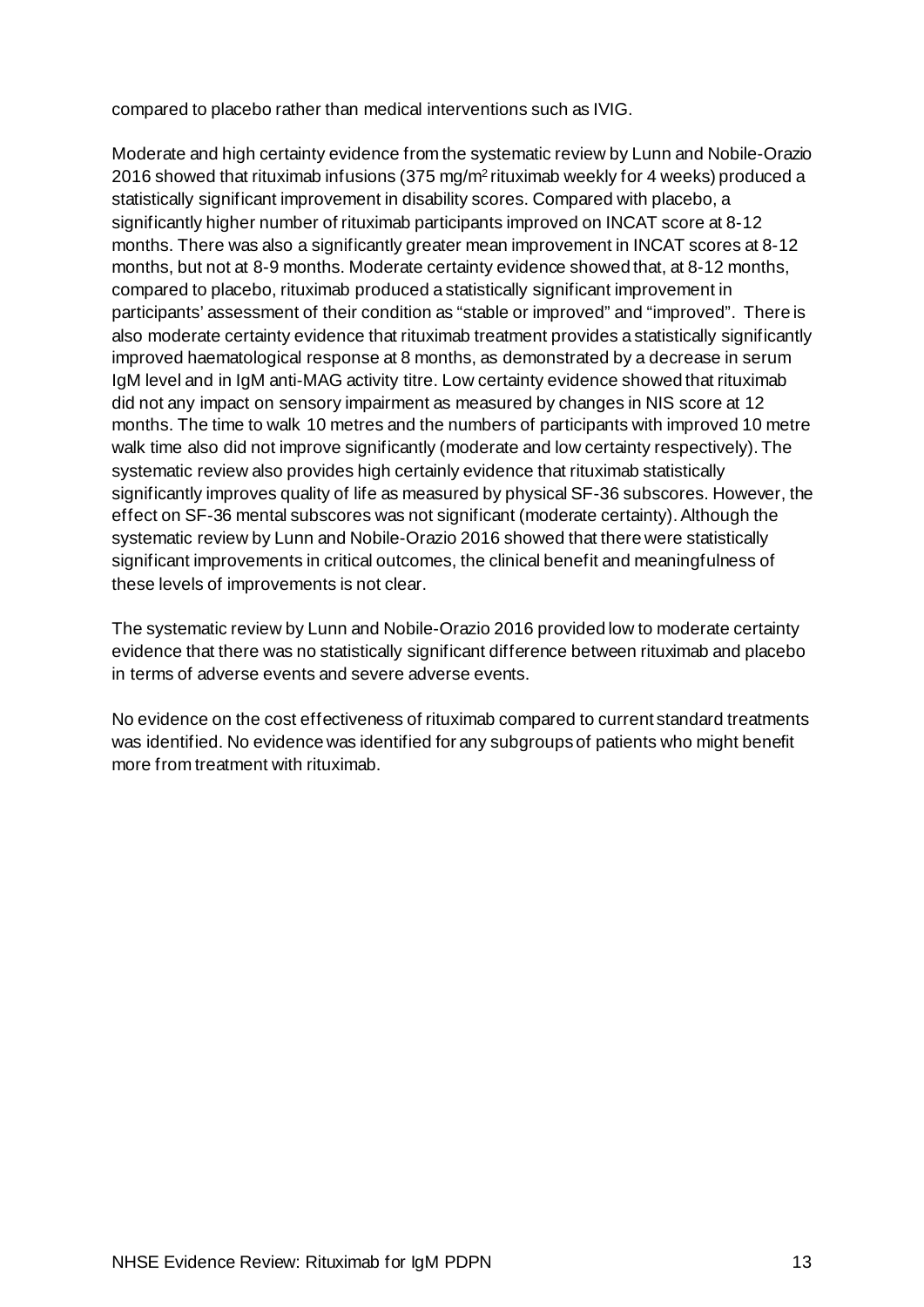compared to placebo rather than medical interventions such as IVIG.

Moderate and high certainty evidence from the systematic review by Lunn and Nobile-Orazio 2016 showed that rituximab infusions (375 mg/$m^2$ rituximab weekly for 4 weeks) produced a statistically significant improvement in disability scores. Compared with placebo, a significantly higher number of rituximab participants improved on INCAT score at 8-12 months. There was also a significantly greater mean improvement in INCAT scores at 8-12 months, but not at 8-9 months. Moderate certainty evidence showed that, at 8-12 months, compared to placebo, rituximab produced a statistically significant improvement in participants' assessment of their condition as "stable or improved" and "improved". There is also moderate certainty evidence that rituximab treatment provides a statistically significantly improved haematological response at 8 months, as demonstrated by a decrease in serum IgM level and in IgM anti-MAG activity titre. Low certainty evidence showed that rituximab did not any impact on sensory impairment as measured by changes in NIS score at 12 months. The time to walk 10 metres and the numbers of participants with improved 10 metre walk time also did not improve significantly (moderate and low certainty respectively). The systematic review also provides high certainly evidence that rituximab statistically significantly improves quality of life as measured by physical SF-36 subscores. However, the effect on SF-36 mental subscores was not significant (moderate certainty). Although the systematic review by Lunn and Nobile-Orazio 2016 showed that there were statistically significant improvements in critical outcomes, the clinical benefit and meaningfulness of these levels of improvements is not clear.

The systematic review by Lunn and Nobile-Orazio 2016 provided low to moderate certainty evidence that there was no statistically significant difference between rituximab and placebo in terms of adverse events and severe adverse events.

No evidence on the cost effectiveness of rituximab compared to current standard treatments was identified. No evidence was identified for any subgroups of patients who might benefit more from treatment with rituximab.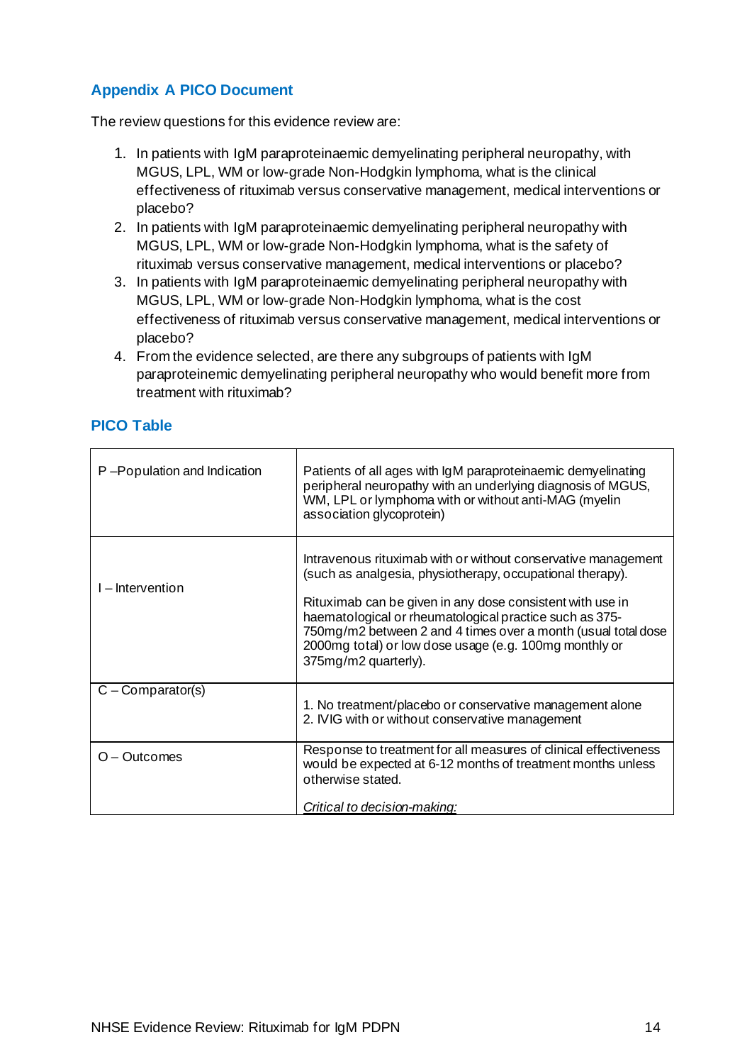## Appendix A PICO Document

The review questions for this evidence review are:

1. In patients with IgM paraproteinaemic demyelinating peripheral neuropathy, with MGUS, LPL, WM or low-grade Non-Hodgkin lymphoma, what is the clinical effectiveness of rituximab versus conservative management, medical interventions or placebo?
2. In patients with IgM paraproteinaemic demyelinating peripheral neuropathy with MGUS, LPL, WM or low-grade Non-Hodgkin lymphoma, what is the safety of rituximab versus conservative management, medical interventions or placebo?
3. In patients with IgM paraproteinaemic demyelinating peripheral neuropathy with MGUS, LPL, WM or low-grade Non-Hodgkin lymphoma, what is the cost effectiveness of rituximab versus conservative management, medical interventions or placebo?
4. From the evidence selected, are there any subgroups of patients with IgM paraproteinemic demyelinating peripheral neuropathy who would benefit more from treatment with rituximab?

### PICO Table

| | |
|---|---|
| P –Population and Indication | Patients of all ages with IgM paraproteinaemic demyelinating peripheral neuropathy with an underlying diagnosis of MGUS, WM, LPL or lymphoma with or without anti-MAG (myelin association glycoprotein) |
| I – Intervention | Intravenous rituximab with or without conservative management (such as analgesia, physiotherapy, occupational therapy).<br><br>Rituximab can be given in any dose consistent with use in haematological or rheumatological practice such as 375-750mg/m2 between 2 and 4 times over a month (usual total dose 2000mg total) or low dose usage (e.g. 100mg monthly or 375mg/m2 quarterly). |
| C – Comparator(s) | 1. No treatment/placebo or conservative management alone<br>2. IVIG with or without conservative management |
| O – Outcomes | Response to treatment for all measures of clinical effectiveness would be expected at 6-12 months of treatment months unless otherwise stated.<br><br>*Critical to decision-making:* |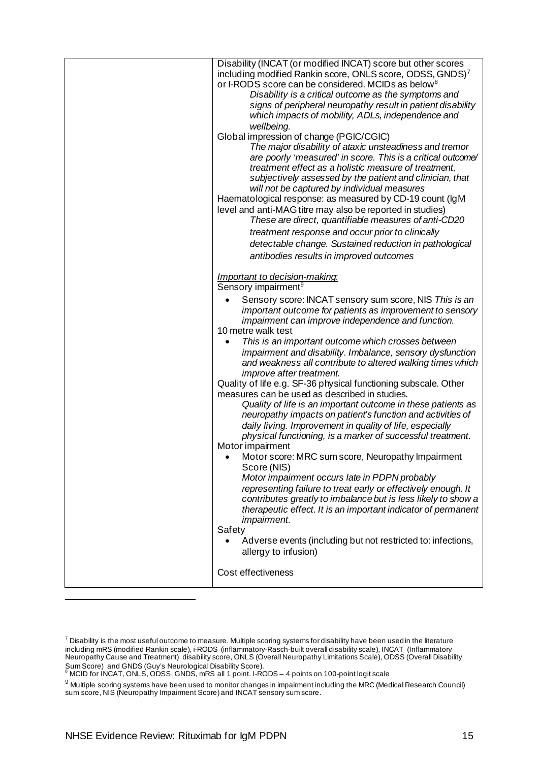| | |
|---|---|
| | Disability (INCAT (or modified INCAT) score but other scores including modified Rankin score, ONLS score, ODSS, GNDS)[7] or I-RODS score can be considered. MCIDs as below[8]<br>*Disability is a critical outcome as the symptoms and signs of peripheral neuropathy result in patient disability which impacts of mobility, ADLs, independence and wellbeing.*<br>Global impression of change (PGIC/CGIC)<br>*The major disability of ataxic unsteadiness and tremor are poorly 'measured' in score. This is a critical outcome/ treatment effect as a holistic measure of treatment, subjectively assessed by the patient and clinician, that will not be captured by individual measures*<br>Haematological response: as measured by CD-19 count (IgM level and anti-MAG titre may also be reported in studies)<br>*These are direct, quantifiable measures of anti-CD20 treatment response and occur prior to clinically detectable change. Sustained reduction in pathological antibodies results in improved outcomes*<br><br>*<u>Important to decision-making:</u>*<br>Sensory impairment[9]<br>• Sensory score: INCAT sensory sum score, NIS *This is an important outcome for patients as improvement to sensory impairment can improve independence and function.*<br>10 metre walk test<br>• *This is an important outcome which crosses between impairment and disability. Imbalance, sensory dysfunction and weakness all contribute to altered walking times which improve after treatment.*<br>Quality of life e.g. SF-36 physical functioning subscale. Other measures can be used as described in studies.<br>*Quality of life is an important outcome in these patients as neuropathy impacts on patient's function and activities of daily living. Improvement in quality of life, especially physical functioning, is a marker of successful treatment.*<br>Motor impairment<br>• Motor score: MRC sum score, Neuropathy Impairment Score (NIS)<br>*Motor impairment occurs late in PDPN probably representing failure to treat early or effectively enough. It contributes greatly to imbalance but is less likely to show a therapeutic effect. It is an important indicator of permanent impairment.*<br>Safety<br>• Adverse events (including but not restricted to: infections, allergy to infusion)<br><br>Cost effectiveness |

[7] Disability is the most useful outcome to measure. Multiple scoring systems for disability have been used in the literature including mRS (modified Rankin scale), i-RODS (inflammatory-Rasch-built overall disability scale), INCAT (Inflammatory Neuropathy Cause and Treatment) disability score, ONLS (Overall Neuropathy Limitations Scale), ODSS (Overall Disability Sum Score) and GNDS (Guy's Neurological Disability Score).

[8] MCID for INCAT, ONLS, ODSS, GNDS, mRS all 1 point. I-RODS – 4 points on 100-point logit scale

[9] Multiple scoring systems have been used to monitor changes in impairment including the MRC (Medical Research Council) sum score, NIS (Neuropathy Impairment Score) and INCAT sensory sum score.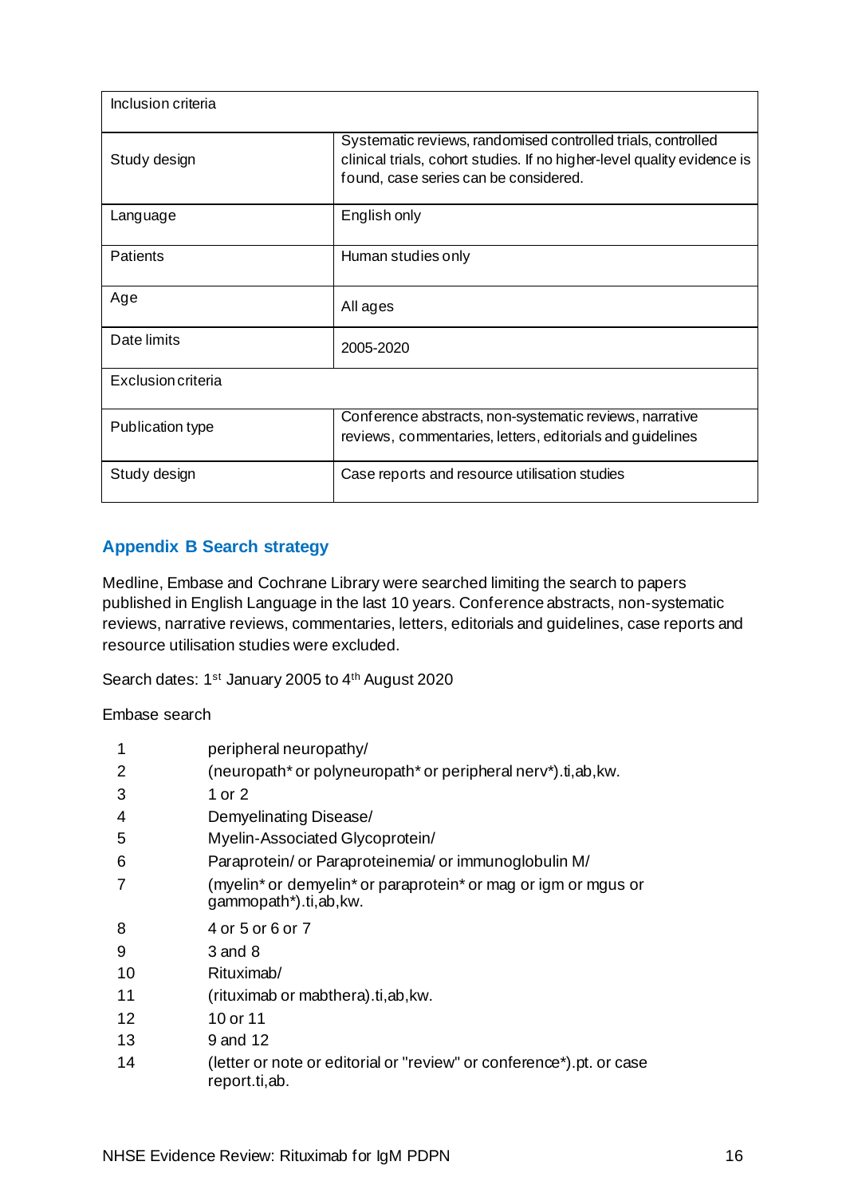| Inclusion criteria | |
|---|---|
| Study design | Systematic reviews, randomised controlled trials, controlled clinical trials, cohort studies. If no higher-level quality evidence is found, case series can be considered. |
| Language | English only |
| Patients | Human studies only |
| Age | All ages |
| Date limits | 2005-2020 |
| **Exclusion criteria** | |
| Publication type | Conference abstracts, non-systematic reviews, narrative reviews, commentaries, letters, editorials and guidelines |
| Study design | Case reports and resource utilisation studies |

## Appendix B Search strategy

Medline, Embase and Cochrane Library were searched limiting the search to papers published in English Language in the last 10 years. Conference abstracts, non-systematic reviews, narrative reviews, commentaries, letters, editorials and guidelines, case reports and resource utilisation studies were excluded.

Search dates: 1st January 2005 to 4th August 2020

Embase search

| | |
|---|---|
| 1 | peripheral neuropathy/ |
| 2 | (neuropath* or polyneuropath* or peripheral nerv*).ti,ab,kw. |
| 3 | 1 or 2 |
| 4 | Demyelinating Disease/ |
| 5 | Myelin-Associated Glycoprotein/ |
| 6 | Paraprotein/ or Paraproteinemia/ or immunoglobulin M/ |
| 7 | (myelin* or demyelin* or paraprotein* or mag or igm or mgus or gammopath*).ti,ab,kw. |
| 8 | 4 or 5 or 6 or 7 |
| 9 | 3 and 8 |
| 10 | Rituximab/ |
| 11 | (rituximab or mabthera).ti,ab,kw. |
| 12 | 10 or 11 |
| 13 | 9 and 12 |
| 14 | (letter or note or editorial or "review" or conference*).pt. or case report.ti,ab. |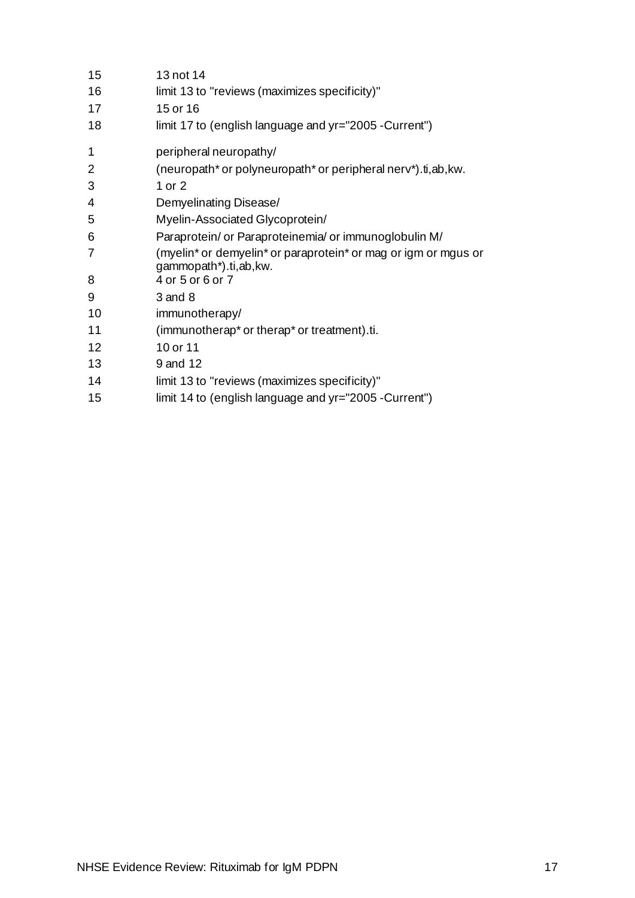| | |
|---|---|
| 15 | 13 not 14 |
| 16 | limit 13 to "reviews (maximizes specificity)" |
| 17 | 15 or 16 |
| 18 | limit 17 to (english language and yr="2005 -Current") |

| | |
|---|---|
| 1 | peripheral neuropathy/ |
| 2 | (neuropath* or polyneuropath* or peripheral nerv*).ti,ab,kw. |
| 3 | 1 or 2 |
| 4 | Demyelinating Disease/ |
| 5 | Myelin-Associated Glycoprotein/ |
| 6 | Paraprotein/ or Paraproteinemia/ or immunoglobulin M/ |
| 7 | (myelin* or demyelin* or paraprotein* or mag or igm or mgus or gammopath*).ti,ab,kw. |
| 8 | 4 or 5 or 6 or 7 |
| 9 | 3 and 8 |
| 10 | immunotherapy/ |
| 11 | (immunotherap* or therap* or treatment).ti. |
| 12 | 10 or 11 |
| 13 | 9 and 12 |
| 14 | limit 13 to "reviews (maximizes specificity)" |
| 15 | limit 14 to (english language and yr="2005 -Current") |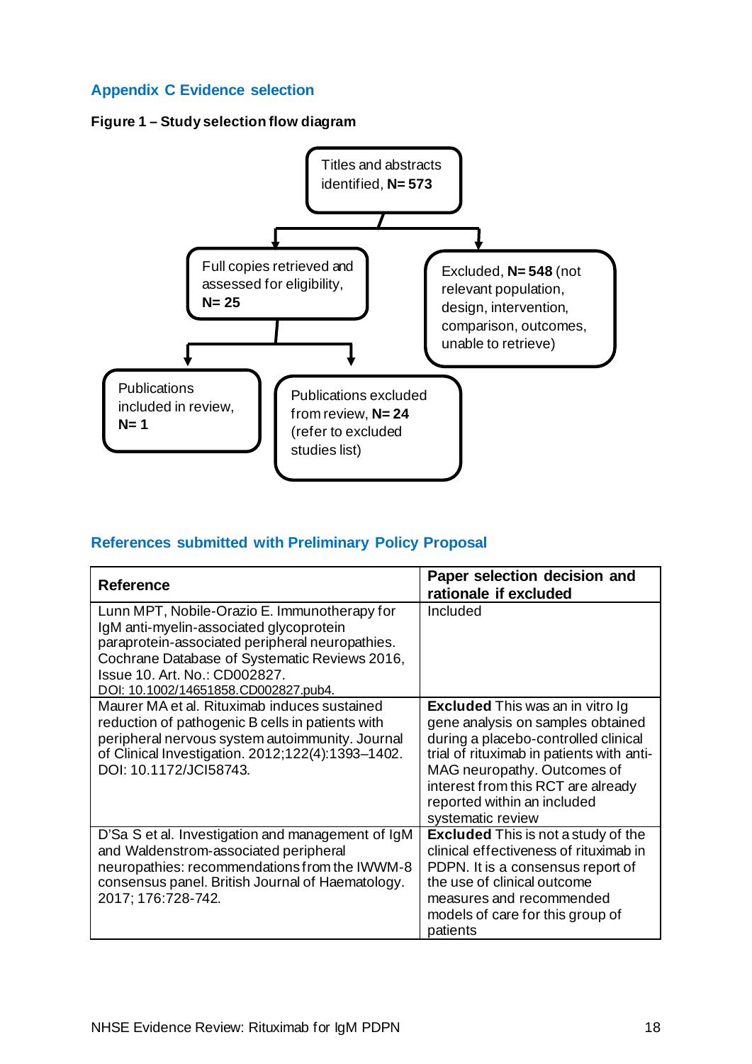## Appendix C Evidence selection

**Figure 1 – Study selection flow diagram**

Titles and abstracts identified, **N= 573**

Full copies retrieved and assessed for eligibility, **N= 25**

Excluded, **N= 548** (not relevant population, design, intervention, comparison, outcomes, unable to retrieve)

Publications included in review, **N= 1**

Publications excluded from review, **N= 24** (refer to excluded studies list)

## References submitted with Preliminary Policy Proposal

| Reference | Paper selection decision and rationale if excluded |
|---|---|
| Lunn MPT, Nobile-Orazio E. Immunotherapy for IgM anti-myelin-associated glycoprotein paraprotein-associated peripheral neuropathies. Cochrane Database of Systematic Reviews 2016, Issue 10. Art. No.: CD002827. DOI: 10.1002/14651858.CD002827.pub4. | Included |
| Maurer MA et al. Rituximab induces sustained reduction of pathogenic B cells in patients with peripheral nervous system autoimmunity. Journal of Clinical Investigation. 2012;122(4):1393–1402. DOI: 10.1172/JCI58743. | **Excluded** This was an in vitro Ig gene analysis on samples obtained during a placebo-controlled clinical trial of rituximab in patients with anti-MAG neuropathy. Outcomes of interest from this RCT are already reported within an included systematic review |
| D'Sa S et al. Investigation and management of IgM and Waldenstrom-associated peripheral neuropathies: recommendations from the IWWM-8 consensus panel. British Journal of Haematology. 2017; 176:728-742. | **Excluded** This is not a study of the clinical effectiveness of rituximab in PDPN. It is a consensus report of the use of clinical outcome measures and recommended models of care for this group of patients |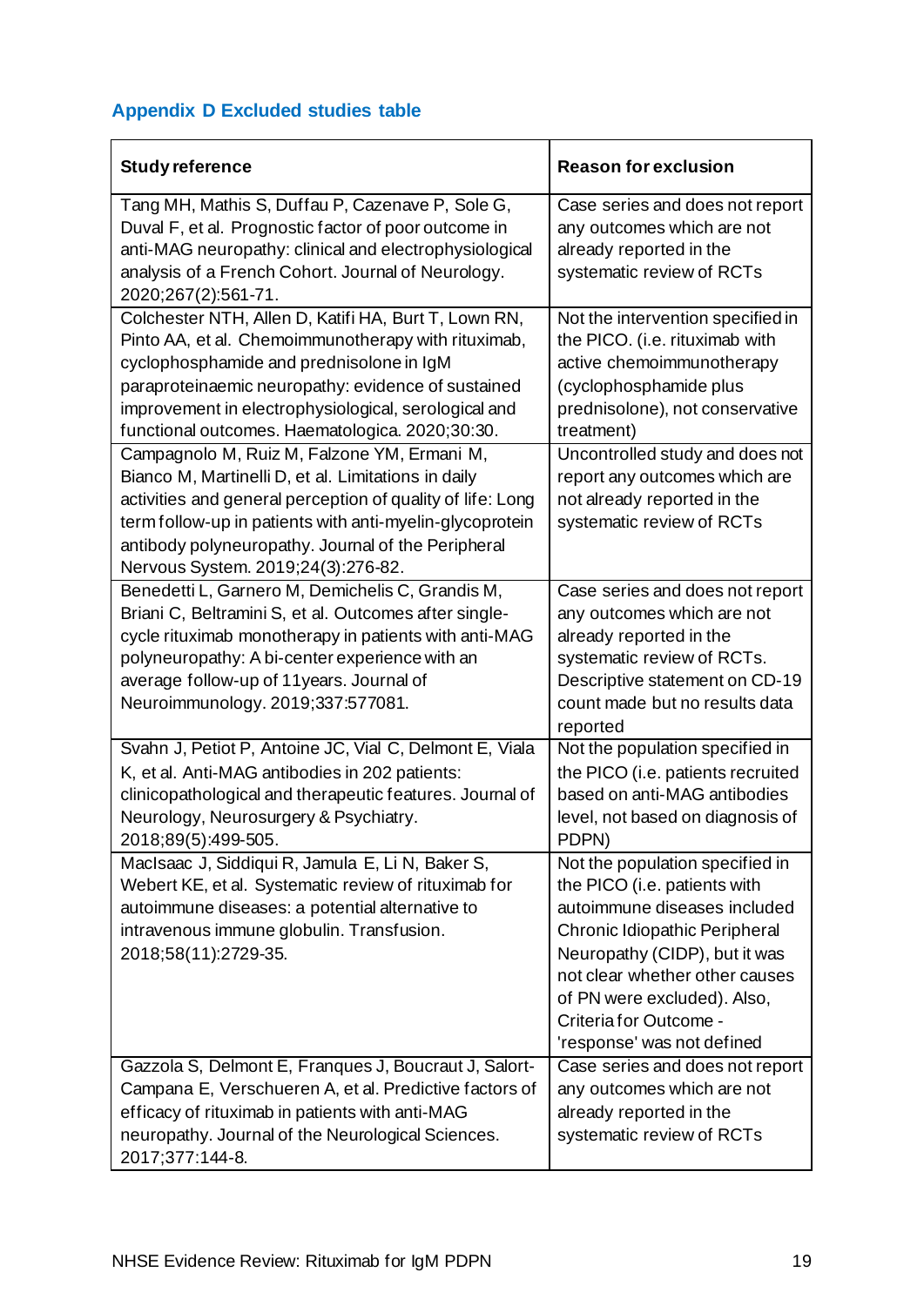## Appendix D Excluded studies table

| Study reference | Reason for exclusion |
|---|---|
| Tang MH, Mathis S, Duffau P, Cazenave P, Sole G, Duval F, et al. Prognostic factor of poor outcome in anti-MAG neuropathy: clinical and electrophysiological analysis of a French Cohort. Journal of Neurology. 2020;267(2):561-71. | Case series and does not report any outcomes which are not already reported in the systematic review of RCTs |
| Colchester NTH, Allen D, Katifi HA, Burt T, Lown RN, Pinto AA, et al. Chemoimmunotherapy with rituximab, cyclophosphamide and prednisolone in IgM paraproteinaemic neuropathy: evidence of sustained improvement in electrophysiological, serological and functional outcomes. Haematologica. 2020;30:30. | Not the intervention specified in the PICO. (i.e. rituximab with active chemoimmunotherapy (cyclophosphamide plus prednisolone), not conservative treatment) |
| Campagnolo M, Ruiz M, Falzone YM, Ermani M, Bianco M, Martinelli D, et al. Limitations in daily activities and general perception of quality of life: Long term follow-up in patients with anti-myelin-glycoprotein antibody polyneuropathy. Journal of the Peripheral Nervous System. 2019;24(3):276-82. | Uncontrolled study and does not report any outcomes which are not already reported in the systematic review of RCTs |
| Benedetti L, Garnero M, Demichelis C, Grandis M, Briani C, Beltramini S, et al. Outcomes after single-cycle rituximab monotherapy in patients with anti-MAG polyneuropathy: A bi-center experience with an average follow-up of 11years. Journal of Neuroimmunology. 2019;337:577081. | Case series and does not report any outcomes which are not already reported in the systematic review of RCTs. Descriptive statement on CD-19 count made but no results data reported |
| Svahn J, Petiot P, Antoine JC, Vial C, Delmont E, Viala K, et al. Anti-MAG antibodies in 202 patients: clinicopathological and therapeutic features. Journal of Neurology, Neurosurgery & Psychiatry. 2018;89(5):499-505. | Not the population specified in the PICO (i.e. patients recruited based on anti-MAG antibodies level, not based on diagnosis of PDPN) |
| MacIsaac J, Siddiqui R, Jamula E, Li N, Baker S, Webert KE, et al. Systematic review of rituximab for autoimmune diseases: a potential alternative to intravenous immune globulin. Transfusion. 2018;58(11):2729-35. | Not the population specified in the PICO (i.e. patients with autoimmune diseases included Chronic Idiopathic Peripheral Neuropathy (CIDP), but it was not clear whether other causes of PN were excluded). Also, Criteria for Outcome - 'response' was not defined |
| Gazzola S, Delmont E, Franques J, Boucraut J, Salort-Campana E, Verschueren A, et al. Predictive factors of efficacy of rituximab in patients with anti-MAG neuropathy. Journal of the Neurological Sciences. 2017;377:144-8. | Case series and does not report any outcomes which are not already reported in the systematic review of RCTs |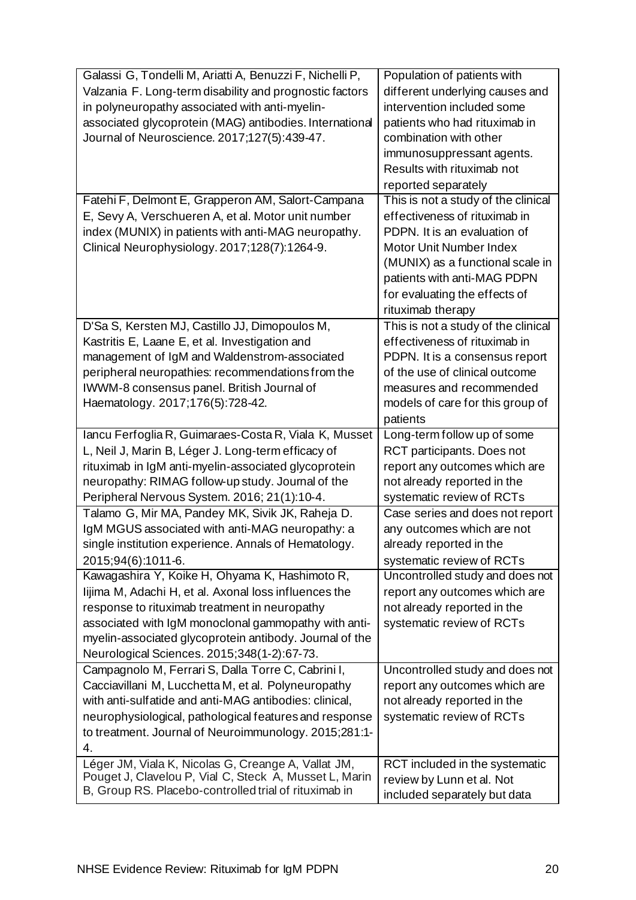| | |
|---|---|
| Galassi G, Tondelli M, Ariatti A, Benuzzi F, Nichelli P, Valzania F. Long-term disability and prognostic factors in polyneuropathy associated with anti-myelin-associated glycoprotein (MAG) antibodies. International Journal of Neuroscience. 2017;127(5):439-47. | Population of patients with different underlying causes and intervention included some patients who had rituximab in combination with other immunosuppressant agents. Results with rituximab not reported separately |
| Fatehi F, Delmont E, Grapperon AM, Salort-Campana E, Sevy A, Verschueren A, et al. Motor unit number index (MUNIX) in patients with anti-MAG neuropathy. Clinical Neurophysiology. 2017;128(7):1264-9. | This is not a study of the clinical effectiveness of rituximab in PDPN. It is an evaluation of Motor Unit Number Index (MUNIX) as a functional scale in patients with anti-MAG PDPN for evaluating the effects of rituximab therapy |
| D'Sa S, Kersten MJ, Castillo JJ, Dimopoulos M, Kastritis E, Laane E, et al. Investigation and management of IgM and Waldenstrom-associated peripheral neuropathies: recommendations from the IWWM-8 consensus panel. British Journal of Haematology. 2017;176(5):728-42. | This is not a study of the clinical effectiveness of rituximab in PDPN. It is a consensus report of the use of clinical outcome measures and recommended models of care for this group of patients |
| Iancu Ferfoglia R, Guimaraes-Costa R, Viala K, Musset L, Neil J, Marin B, Léger J. Long-term efficacy of rituximab in IgM anti-myelin-associated glycoprotein neuropathy: RIMAG follow-up study. Journal of the Peripheral Nervous System. 2016; 21(1):10-4. | Long-term follow up of some RCT participants. Does not report any outcomes which are not already reported in the systematic review of RCTs |
| Talamo G, Mir MA, Pandey MK, Sivik JK, Raheja D. IgM MGUS associated with anti-MAG neuropathy: a single institution experience. Annals of Hematology. 2015;94(6):1011-6. | Case series and does not report any outcomes which are not already reported in the systematic review of RCTs |
| Kawagashira Y, Koike H, Ohyama K, Hashimoto R, Iijima M, Adachi H, et al. Axonal loss influences the response to rituximab treatment in neuropathy associated with IgM monoclonal gammopathy with anti-myelin-associated glycoprotein antibody. Journal of the Neurological Sciences. 2015;348(1-2):67-73. | Uncontrolled study and does not report any outcomes which are not already reported in the systematic review of RCTs |
| Campagnolo M, Ferrari S, Dalla Torre C, Cabrini I, Cacciavillani M, Lucchetta M, et al. Polyneuropathy with anti-sulfatide and anti-MAG antibodies: clinical, neurophysiological, pathological features and response to treatment. Journal of Neuroimmunology. 2015;281:1-4. | Uncontrolled study and does not report any outcomes which are not already reported in the systematic review of RCTs |
| Léger JM, Viala K, Nicolas G, Creange A, Vallat JM, Pouget J, Clavelou P, Vial C, Steck A, Musset L, Marin B, Group RS. Placebo-controlled trial of rituximab in | RCT included in the systematic review by Lunn et al. Not included separately but data |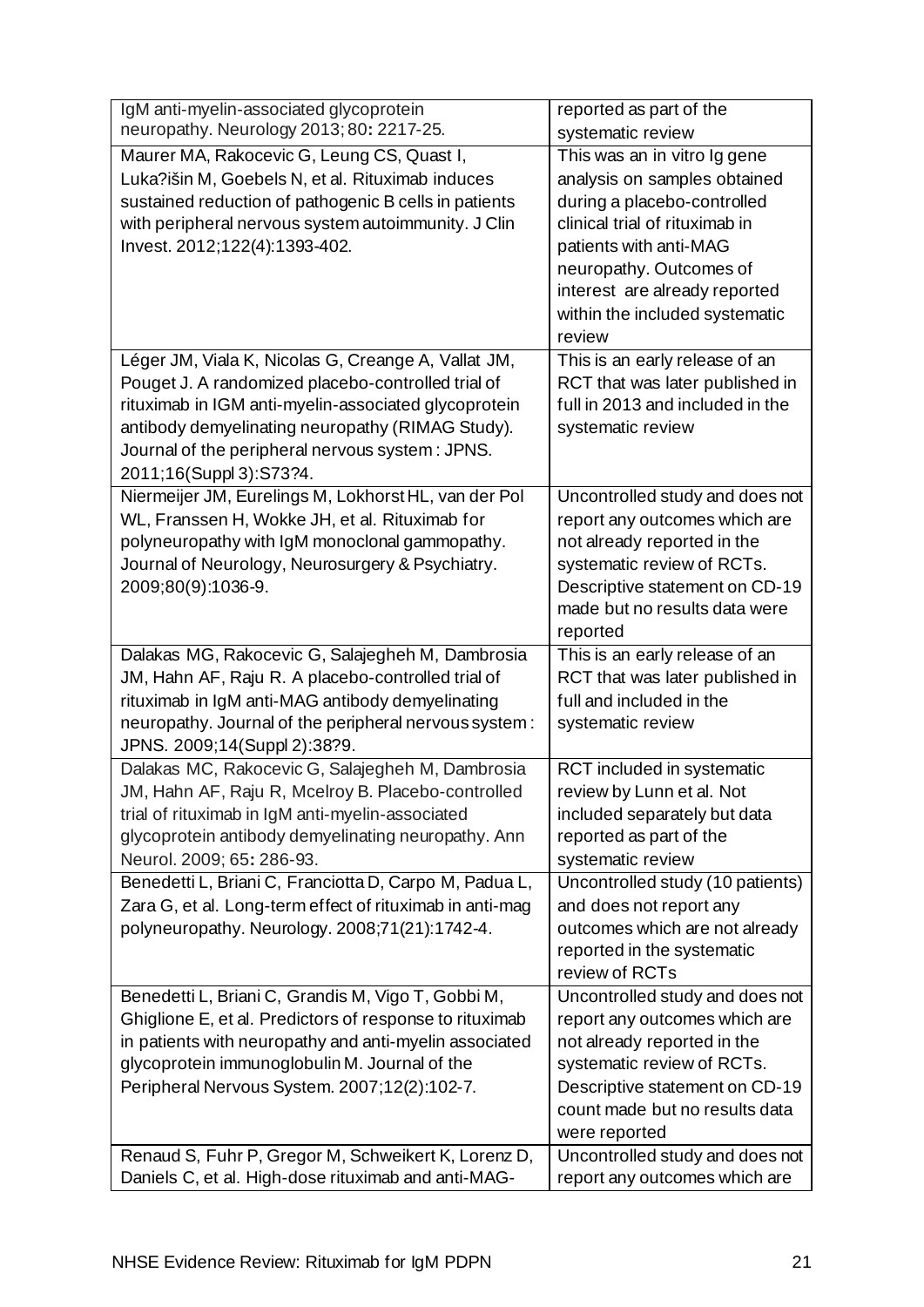| | |
|---|---|
| IgM anti-myelin-associated glycoprotein neuropathy. Neurology 2013; 80**:** 2217-25. | reported as part of the systematic review |
| Maurer MA, Rakocevic G, Leung CS, Quast I, Luka?išin M, Goebels N, et al. Rituximab induces sustained reduction of pathogenic B cells in patients with peripheral nervous system autoimmunity. J Clin Invest. 2012;122(4):1393-402. | This was an in vitro Ig gene analysis on samples obtained during a placebo-controlled clinical trial of rituximab in patients with anti-MAG neuropathy. Outcomes of interest are already reported within the included systematic review |
| Léger JM, Viala K, Nicolas G, Creange A, Vallat JM, Pouget J. A randomized placebo-controlled trial of rituximab in IGM anti-myelin-associated glycoprotein antibody demyelinating neuropathy (RIMAG Study). Journal of the peripheral nervous system : JPNS. 2011;16(Suppl 3):S73?4. | This is an early release of an RCT that was later published in full in 2013 and included in the systematic review |
| Niermeijer JM, Eurelings M, Lokhorst HL, van der Pol WL, Franssen H, Wokke JH, et al. Rituximab for polyneuropathy with IgM monoclonal gammopathy. Journal of Neurology, Neurosurgery & Psychiatry. 2009;80(9):1036-9. | Uncontrolled study and does not report any outcomes which are not already reported in the systematic review of RCTs. Descriptive statement on CD-19 made but no results data were reported |
| Dalakas MG, Rakocevic G, Salajegheh M, Dambrosia JM, Hahn AF, Raju R. A placebo-controlled trial of rituximab in IgM anti-MAG antibody demyelinating neuropathy. Journal of the peripheral nervous system : JPNS. 2009;14(Suppl 2):38?9. | This is an early release of an RCT that was later published in full and included in the systematic review |
| Dalakas MC, Rakocevic G, Salajegheh M, Dambrosia JM, Hahn AF, Raju R, Mcelroy B. Placebo-controlled trial of rituximab in IgM anti-myelin-associated glycoprotein antibody demyelinating neuropathy. Ann Neurol. 2009; 65**:** 286-93. | RCT included in systematic review by Lunn et al. Not included separately but data reported as part of the systematic review |
| Benedetti L, Briani C, Franciotta D, Carpo M, Padua L, Zara G, et al. Long-term effect of rituximab in anti-mag polyneuropathy. Neurology. 2008;71(21):1742-4. | Uncontrolled study (10 patients) and does not report any outcomes which are not already reported in the systematic review of RCTs |
| Benedetti L, Briani C, Grandis M, Vigo T, Gobbi M, Ghiglione E, et al. Predictors of response to rituximab in patients with neuropathy and anti-myelin associated glycoprotein immunoglobulin M. Journal of the Peripheral Nervous System. 2007;12(2):102-7. | Uncontrolled study and does not report any outcomes which are not already reported in the systematic review of RCTs. Descriptive statement on CD-19 count made but no results data were reported |
| Renaud S, Fuhr P, Gregor M, Schweikert K, Lorenz D, Daniels C, et al. High-dose rituximab and anti-MAG- | Uncontrolled study and does not report any outcomes which are |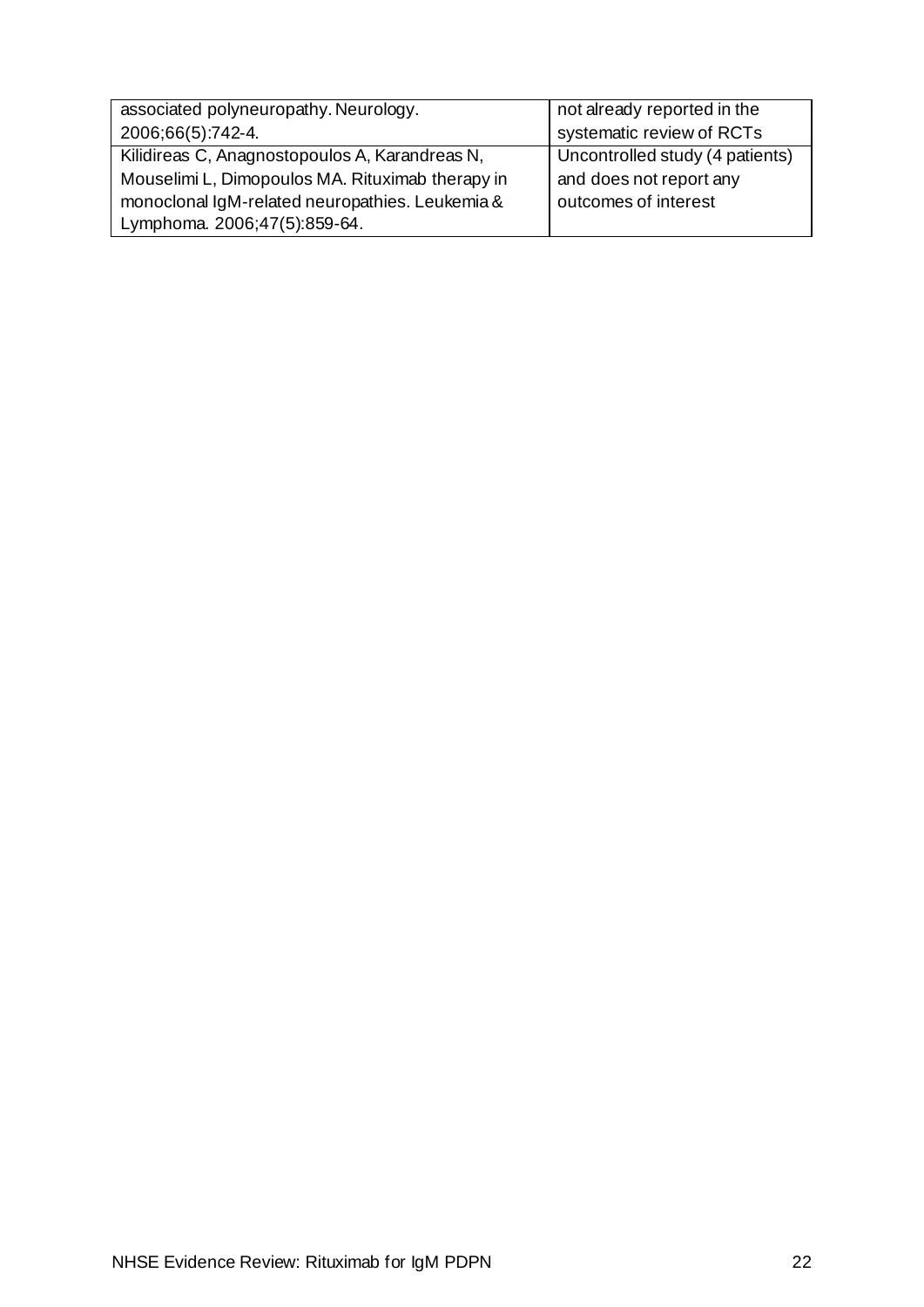| | |
|---|---|
| associated polyneuropathy. Neurology. 2006;66(5):742-4. | not already reported in the systematic review of RCTs |
| Kilidireas C, Anagnostopoulos A, Karandreas N, Mouselimi L, Dimopoulos MA. Rituximab therapy in monoclonal IgM-related neuropathies. Leukemia & Lymphoma. 2006;47(5):859-64. | Uncontrolled study (4 patients) and does not report any outcomes of interest |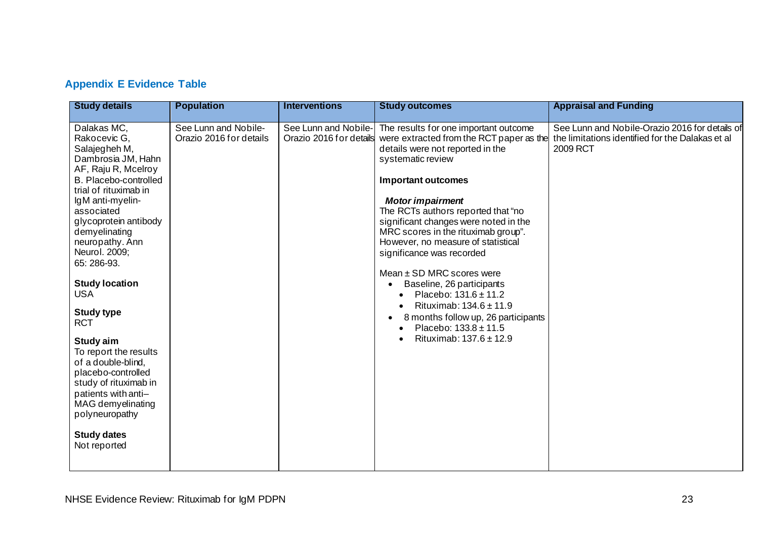## Appendix E Evidence Table

| Study details | Population | Interventions | Study outcomes | Appraisal and Funding |
|---|---|---|---|---|
| Dalakas MC, Rakocevic G, Salajegheh M, Dambrosia JM, Hahn AF, Raju R, Mcelroy B. Placebo-controlled trial of rituximab in IgM anti-myelin-associated glycoprotein antibody demyelinating neuropathy. Ann Neurol. 2009; 65: 286-93.<br><br>**Study location**<br>USA<br><br>**Study type**<br>RCT<br><br>**Study aim**<br>To report the results of a double-blind, placebo-controlled study of rituximab in patients with anti–MAG demyelinating polyneuropathy<br><br>**Study dates**<br>Not reported | See Lunn and Nobile-Orazio 2016 for details | See Lunn and Nobile-Orazio 2016 for details | The results for one important outcome were extracted from the RCT paper as the details were not reported in the systematic review<br><br>**Important outcomes**<br><br>***Motor impairment***<br>The RCTs authors reported that "no significant changes were noted in the MRC scores in the rituximab group". However, no measure of statistical significance was recorded<br><br>Mean ± SD MRC scores were<br>• Baseline, 26 participants<br>&nbsp;&nbsp;• Placebo: 131.6 ± 11.2<br>&nbsp;&nbsp;• Rituximab: 134.6 ± 11.9<br>• 8 months follow up, 26 participants<br>&nbsp;&nbsp;• Placebo: 133.8 ± 11.5<br>&nbsp;&nbsp;• Rituximab: 137.6 ± 12.9 | See Lunn and Nobile-Orazio 2016 for details of the limitations identified for the Dalakas et al 2009 RCT |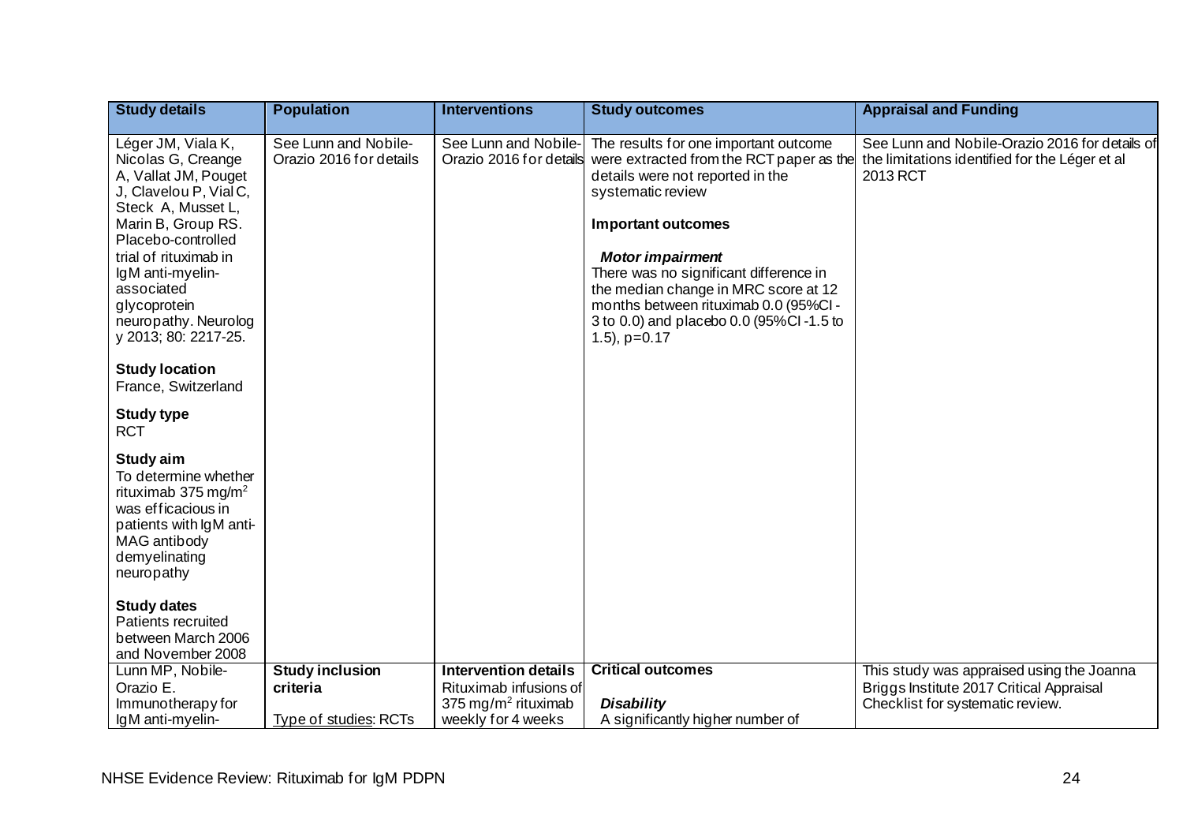| Study details | Population | Interventions | Study outcomes | Appraisal and Funding |
|---|---|---|---|---|
| Léger JM, Viala K, Nicolas G, Creange A, Vallat JM, Pouget J, Clavelou P, Vial C, Steck A, Musset L, Marin B, Group RS. Placebo-controlled trial of rituximab in IgM anti-myelin-associated glycoprotein neuropathy. Neurology 2013; 80: 2217-25. <br><br> **Study location** <br> France, Switzerland <br><br> **Study type** <br> RCT <br><br> **Study aim** <br> To determine whether rituximab 375 mg/m$^2$ was efficacious in patients with IgM anti-MAG antibody demyelinating neuropathy <br><br> **Study dates** <br> Patients recruited between March 2006 and November 2008 | See Lunn and Nobile-Orazio 2016 for details | See Lunn and Nobile-Orazio 2016 for details | The results for one important outcome were extracted from the RCT paper as the details were not reported in the systematic review <br><br> **Important outcomes** <br><br> ***Motor impairment*** <br> There was no significant difference in the median change in MRC score at 12 months between rituximab 0.0 (95%CI -3 to 0.0) and placebo 0.0 (95%CI -1.5 to 1.5), p=0.17 | See Lunn and Nobile-Orazio 2016 for details of the limitations identified for the Léger et al 2013 RCT |
| Lunn MP, Nobile-Orazio E. Immunotherapy for IgM anti-myelin- | **Study inclusion criteria** <br><br> Type of studies: RCTs | **Intervention details** <br> Rituximab infusions of 375 mg/m$^2$ rituximab weekly for 4 weeks | **Critical outcomes** <br><br> ***Disability*** <br> A significantly higher number of | This study was appraised using the Joanna Briggs Institute 2017 Critical Appraisal Checklist for systematic review. |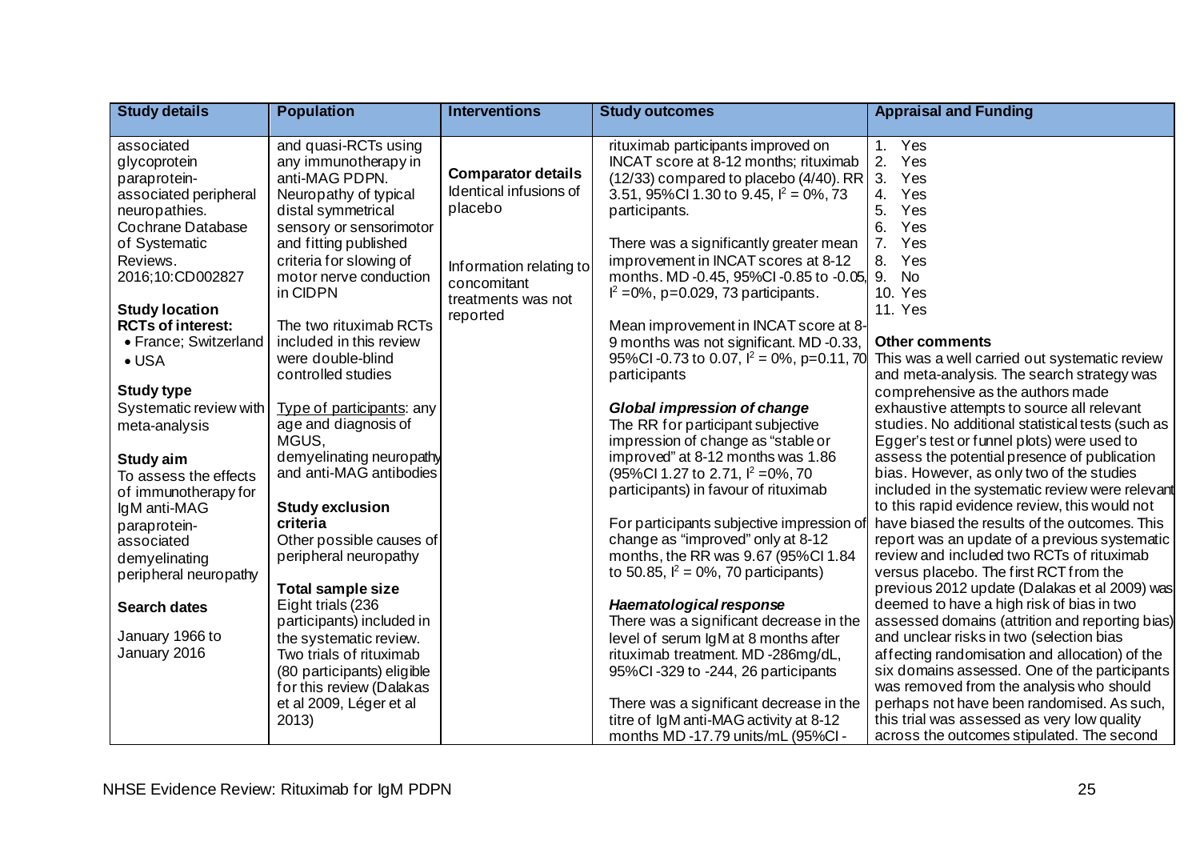| Study details | Population | Interventions | Study outcomes | Appraisal and Funding |
|---|---|---|---|---|
| associated glycoprotein paraprotein-associated peripheral neuropathies. Cochrane Database of Systematic Reviews. 2016;10:CD002827<br><br>**Study location**<br>**RCTs of interest:**<br>• France; Switzerland<br>• USA<br><br>**Study type**<br>Systematic review with meta-analysis<br><br>**Study aim**<br>To assess the effects of immunotherapy for IgM anti-MAG paraprotein-associated demyelinating peripheral neuropathy<br><br>**Search dates**<br>January 1966 to January 2016 | and quasi-RCTs using any immunotherapy in anti-MAG PDPN. Neuropathy of typical distal symmetrical sensory or sensorimotor and fitting published criteria for slowing of motor nerve conduction in CIDPN<br><br>The two rituximab RCTs included in this review were double-blind controlled studies<br><br>Type of participants: any age and diagnosis of MGUS, demyelinating neuropathy and anti-MAG antibodies<br><br>**Study exclusion criteria**<br>Other possible causes of peripheral neuropathy<br><br>**Total sample size**<br>Eight trials (236 participants) included in the systematic review. Two trials of rituximab (80 participants) eligible for this review (Dalakas et al 2009, Léger et al 2013) | **Comparator details**<br>Identical infusions of placebo<br><br>Information relating to concomitant treatments was not reported | rituximab participants improved on INCAT score at 8-12 months; rituximab (12/33) compared to placebo (4/40). RR 3.51, 95%CI 1.30 to 9.45, $I^2 = 0\%$, 73 participants.<br><br>There was a significantly greater mean improvement in INCAT scores at 8-12 months. MD -0.45, 95%CI -0.85 to -0.05, $I^2 = 0\%$, p=0.029, 73 participants.<br><br>Mean improvement in INCAT score at 8-9 months was not significant. MD -0.33, 95%CI -0.73 to 0.07, $I^2 = 0\%$, p=0.11, 70 participants<br><br>***Global impression of change***<br>The RR for participant subjective impression of change as "stable or improved" at 8-12 months was 1.86 (95%CI 1.27 to 2.71, $I^2 = 0\%$, 70 participants) in favour of rituximab<br><br>For participants subjective impression of change as "improved" only at 8-12 months, the RR was 9.67 (95%CI 1.84 to 50.85, $I^2 = 0\%$, 70 participants)<br><br>***Haematological response***<br>There was a significant decrease in the level of serum IgM at 8 months after rituximab treatment. MD -286mg/dL, 95%CI -329 to -244, 26 participants<br><br>There was a significant decrease in the titre of IgM anti-MAG activity at 8-12 months MD -17.79 units/mL (95%CI - | 1. Yes<br>2. Yes<br>3. Yes<br>4. Yes<br>5. Yes<br>6. Yes<br>7. Yes<br>8. Yes<br>9. No<br>10. Yes<br>11. Yes<br><br>**Other comments**<br>This was a well carried out systematic review and meta-analysis. The search strategy was comprehensive as the authors made exhaustive attempts to source all relevant studies. No additional statistical tests (such as Egger's test or funnel plots) were used to assess the potential presence of publication bias. However, as only two of the studies included in the systematic review were relevant to this rapid evidence review, this would not have biased the results of the outcomes. This report was an update of a previous systematic review and included two RCTs of rituximab versus placebo. The first RCT from the previous 2012 update (Dalakas et al 2009) was deemed to have a high risk of bias in two assessed domains (attrition and reporting bias) and unclear risks in two (selection bias affecting randomisation and allocation) of the six domains assessed. One of the participants was removed from the analysis who should perhaps not have been randomised. As such, this trial was assessed as very low quality across the outcomes stipulated. The second |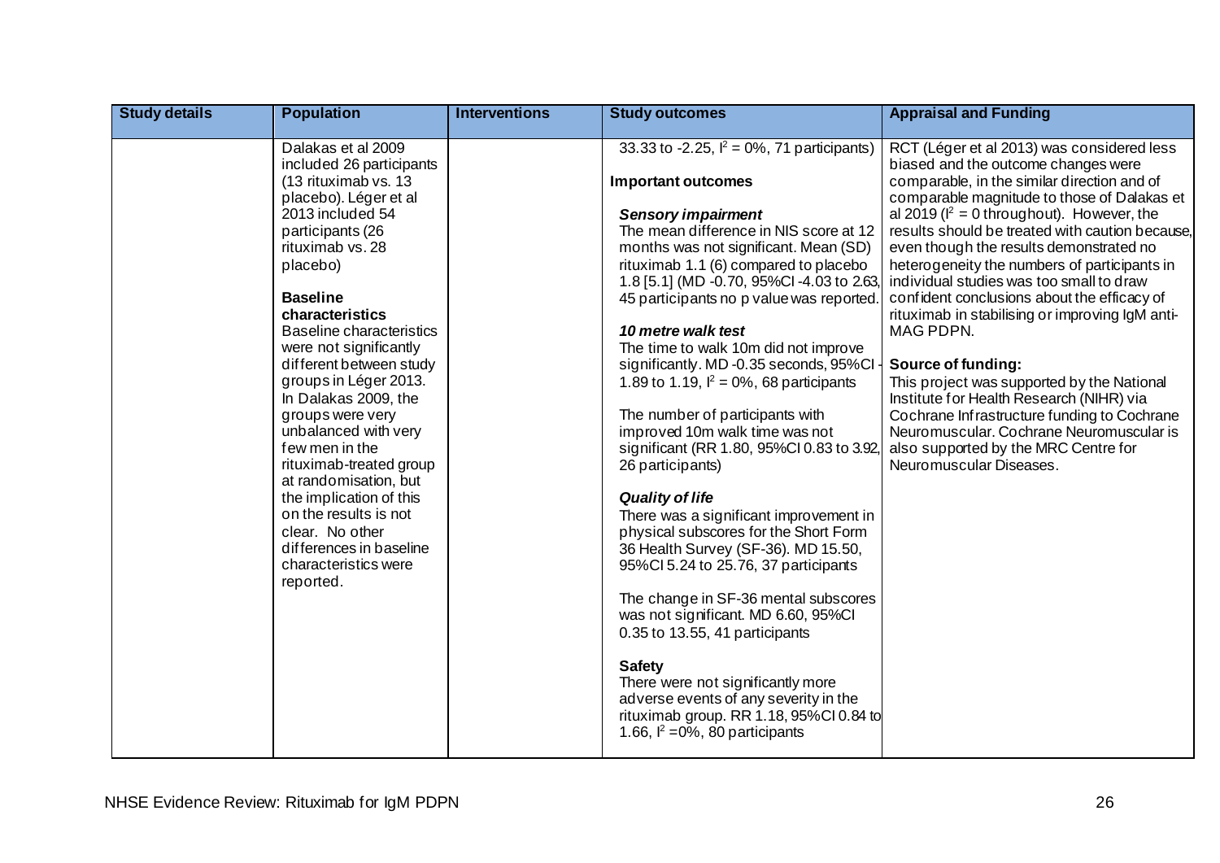| Study details | Population | Interventions | Study outcomes | Appraisal and Funding |
|---|---|---|---|---|
| | Dalakas et al 2009 included 26 participants (13 rituximab vs. 13 placebo). Léger et al 2013 included 54 participants (26 rituximab vs. 28 placebo)<br><br>**Baseline characteristics**<br>Baseline characteristics were not significantly different between study groups in Léger 2013. In Dalakas 2009, the groups were very unbalanced with very few men in the rituximab-treated group at randomisation, but the implication of this on the results is not clear. No other differences in baseline characteristics were reported. | | 33.33 to -2.25, $I^2$ = 0%, 71 participants)<br><br>**Important outcomes**<br><br>***Sensory impairment***<br>The mean difference in NIS score at 12 months was not significant. Mean (SD) rituximab 1.1 (6) compared to placebo 1.8 [5.1] (MD -0.70, 95%CI -4.03 to 2.63, 45 participants no p value was reported.<br><br>***10 metre walk test***<br>The time to walk 10m did not improve significantly. MD -0.35 seconds, 95%CI -1.89 to 1.19, $I^2$ = 0%, 68 participants<br><br>The number of participants with improved 10m walk time was not significant (RR 1.80, 95%CI 0.83 to 3.92, 26 participants)<br><br>***Quality of life***<br>There was a significant improvement in physical subscores for the Short Form 36 Health Survey (SF-36). MD 15.50, 95%CI 5.24 to 25.76, 37 participants<br><br>The change in SF-36 mental subscores was not significant. MD 6.60, 95%CI 0.35 to 13.55, 41 participants<br><br>**Safety**<br>There were not significantly more adverse events of any severity in the rituximab group. RR 1.18, 95%CI 0.84 to 1.66, $I^2$ =0%, 80 participants | RCT (Léger et al 2013) was considered less biased and the outcome changes were comparable, in the similar direction and of comparable magnitude to those of Dalakas et al 2019 ($I^2$ = 0 throughout). However, the results should be treated with caution because, even though the results demonstrated no heterogeneity the numbers of participants in individual studies was too small to draw confident conclusions about the efficacy of rituximab in stabilising or improving IgM anti-MAG PDPN.<br><br>**Source of funding:**<br>This project was supported by the National Institute for Health Research (NIHR) via Cochrane Infrastructure funding to Cochrane Neuromuscular. Cochrane Neuromuscular is also supported by the MRC Centre for Neuromuscular Diseases. |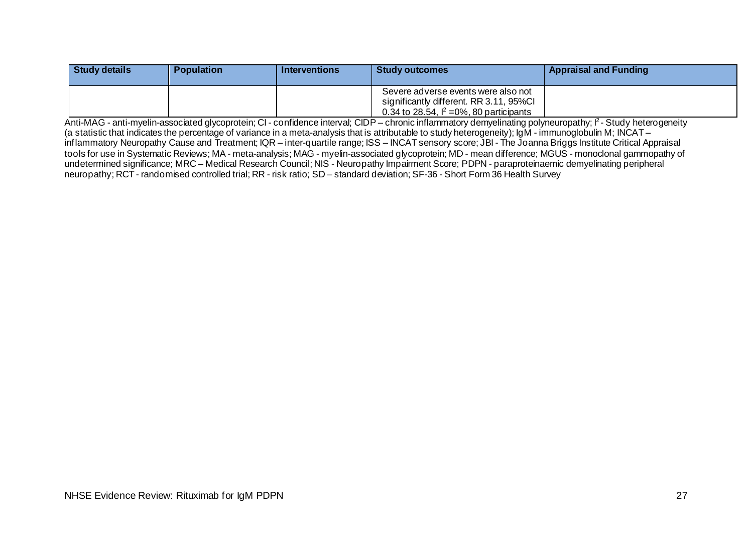| Study details | Population | Interventions | Study outcomes | Appraisal and Funding |
|---|---|---|---|---|
| | | | Severe adverse events were also not significantly different. RR 3.11, 95%CI 0.34 to 28.54, $I^2$ =0%, 80 participants | |

Anti-MAG - anti-myelin-associated glycoprotein; CI - confidence interval; CIDP – chronic inflammatory demyelinating polyneuropathy; $I^2$ - Study heterogeneity (a statistic that indicates the percentage of variance in a meta-analysis that is attributable to study heterogeneity); IgM - immunoglobulin M; INCAT – inflammatory Neuropathy Cause and Treatment; IQR – inter-quartile range; ISS – INCAT sensory score; JBI - The Joanna Briggs Institute Critical Appraisal tools for use in Systematic Reviews; MA - meta-analysis; MAG - myelin-associated glycoprotein; MD - mean difference; MGUS - monoclonal gammopathy of undetermined significance; MRC – Medical Research Council; NIS - Neuropathy Impairment Score; PDPN - paraproteinaemic demyelinating peripheral neuropathy; RCT - randomised controlled trial; RR - risk ratio; SD – standard deviation; SF-36 - Short Form 36 Health Survey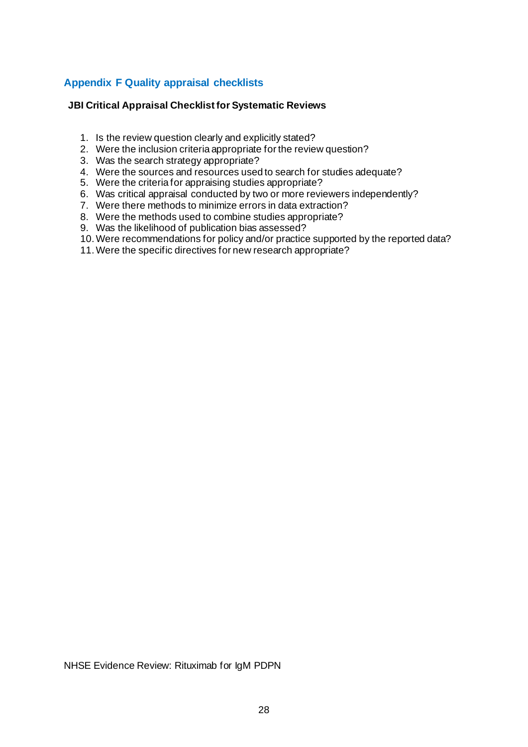## Appendix F Quality appraisal checklists

**JBI Critical Appraisal Checklist for Systematic Reviews**

1. Is the review question clearly and explicitly stated?
2. Were the inclusion criteria appropriate for the review question?
3. Was the search strategy appropriate?
4. Were the sources and resources used to search for studies adequate?
5. Were the criteria for appraising studies appropriate?
6. Was critical appraisal conducted by two or more reviewers independently?
7. Were there methods to minimize errors in data extraction?
8. Were the methods used to combine studies appropriate?
9. Was the likelihood of publication bias assessed?
10. Were recommendations for policy and/or practice supported by the reported data?
11. Were the specific directives for new research appropriate?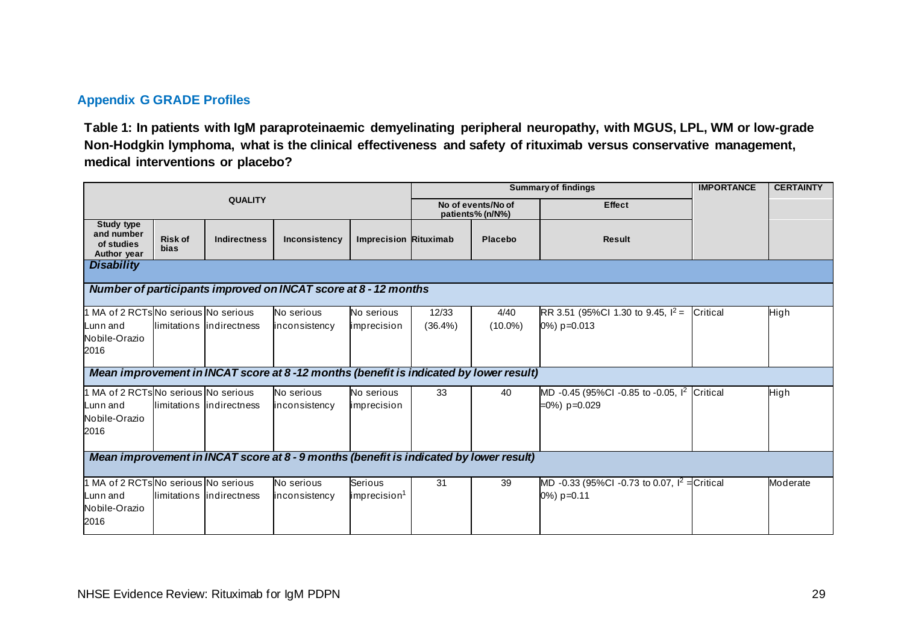## Appendix G GRADE Profiles

**Table 1: In patients with IgM paraproteinaemic demyelinating peripheral neuropathy, with MGUS, LPL, WM or low-grade Non-Hodgkin lymphoma, what is the clinical effectiveness and safety of rituximab versus conservative management, medical interventions or placebo?**

| QUALITY | | | | | Summary of findings | | | IMPORTANCE | CERTAINTY |
|---|---|---|---|---|---|---|---|---|---|
| | | | | | No of events/No of patients% (n/N%) | | Effect | | |
| Study type and number of studies Author year | Risk of bias | Indirectness | Inconsistency | Imprecision | Rituximab | Placebo | Result | | |
| ***Disability*** | | | | | | | | | |
| ***Number of participants improved on INCAT score at 8 - 12 months*** | | | | | | | | | |
| 1 MA of 2 RCTs Lunn and Nobile-Orazio 2016 | No serious limitations | No serious indirectness | No serious inconsistency | No serious imprecision | 12/33 (36.4%) | 4/40 (10.0%) | RR 3.51 (95%CI 1.30 to 9.45, $I^2$ = 0%) p=0.013 | Critical | High |
| ***Mean improvement in INCAT score at 8 -12 months (benefit is indicated by lower result)*** | | | | | | | | | |
| 1 MA of 2 RCTs Lunn and Nobile-Orazio 2016 | No serious limitations | No serious indirectness | No serious inconsistency | No serious imprecision | 33 | 40 | MD -0.45 (95%CI -0.85 to -0.05, $I^2$ =0%) p=0.029 | Critical | High |
| ***Mean improvement in INCAT score at 8 - 9 months (benefit is indicated by lower result)*** | | | | | | | | | |
| 1 MA of 2 RCTs Lunn and Nobile-Orazio 2016 | No serious limitations | No serious indirectness | No serious inconsistency | Serious imprecision[1] | 31 | 39 | MD -0.33 (95%CI -0.73 to 0.07, $I^2$ = 0%) p=0.11 | Critical | Moderate |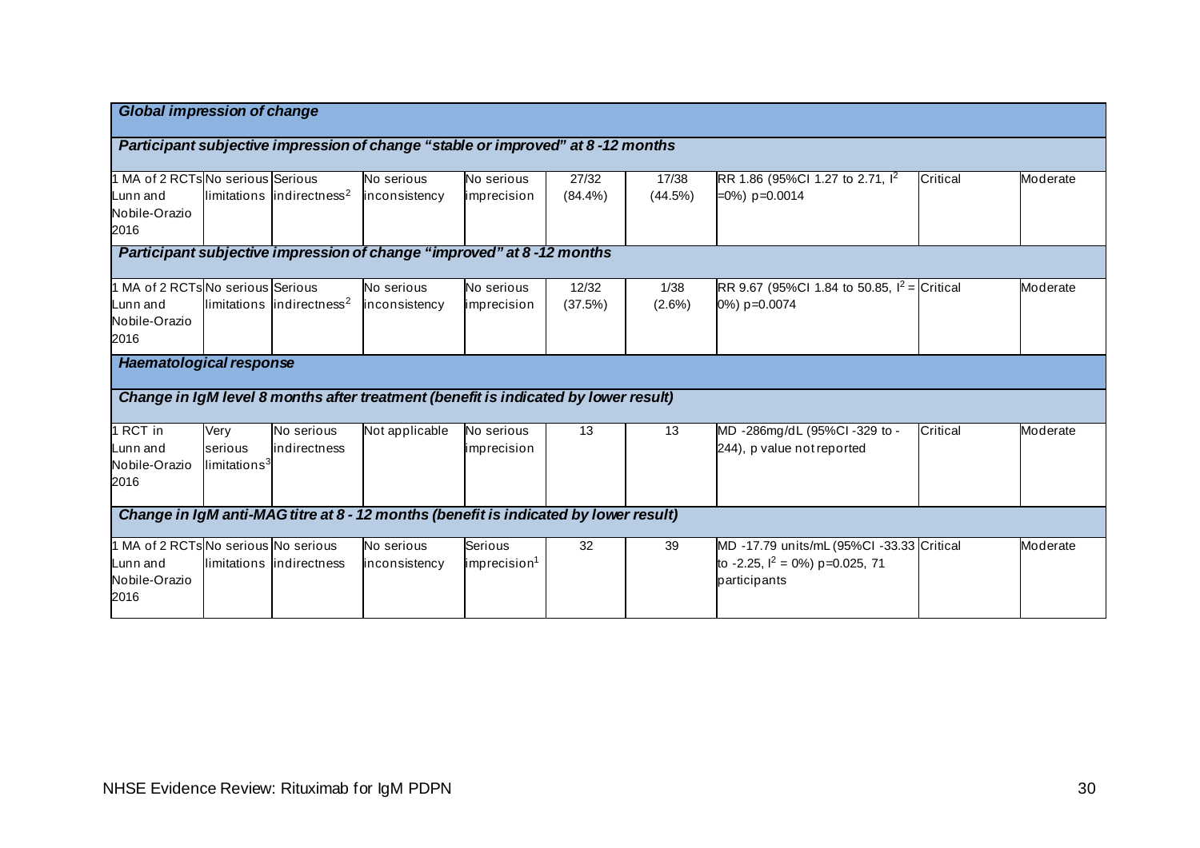| *Global impression of change* | | | | | | | | | |
|---|---|---|---|---|---|---|---|---|---|
| ***Participant subjective impression of change "stable or improved" at 8 -12 months*** | | | | | | | | | |
| 1 MA of 2 RCTs Lunn and Nobile-Orazio 2016 | No serious limitations | Serious indirectness[2] | No serious inconsistency | No serious imprecision | 27/32 (84.4%) | 17/38 (44.5%) | RR 1.86 (95%CI 1.27 to 2.71, $I^2$ =0%) p=0.0014 | Critical | Moderate |
| ***Participant subjective impression of change "improved" at 8 -12 months*** | | | | | | | | | |
| 1 MA of 2 RCTs Lunn and Nobile-Orazio 2016 | No serious limitations | Serious indirectness[2] | No serious inconsistency | No serious imprecision | 12/32 (37.5%) | 1/38 (2.6%) | RR 9.67 (95%CI 1.84 to 50.85, $I^2$ = 0%) p=0.0074 | Critical | Moderate |
| ***Haematological response*** | | | | | | | | | |
| ***Change in IgM level 8 months after treatment (benefit is indicated by lower result)*** | | | | | | | | | |
| 1 RCT in Lunn and Nobile-Orazio 2016 | Very serious limitations[3] | No serious indirectness | Not applicable | No serious imprecision | 13 | 13 | MD -286mg/dL (95%CI -329 to -244), p value not reported | Critical | Moderate |
| ***Change in IgM anti-MAG titre at 8 - 12 months (benefit is indicated by lower result)*** | | | | | | | | | |
| 1 MA of 2 RCTs Lunn and Nobile-Orazio 2016 | No serious limitations | No serious indirectness | No serious inconsistency | Serious imprecision[1] | 32 | 39 | MD -17.79 units/mL (95%CI -33.33 to -2.25, $I^2$ = 0%) p=0.025, 71 participants | Critical | Moderate |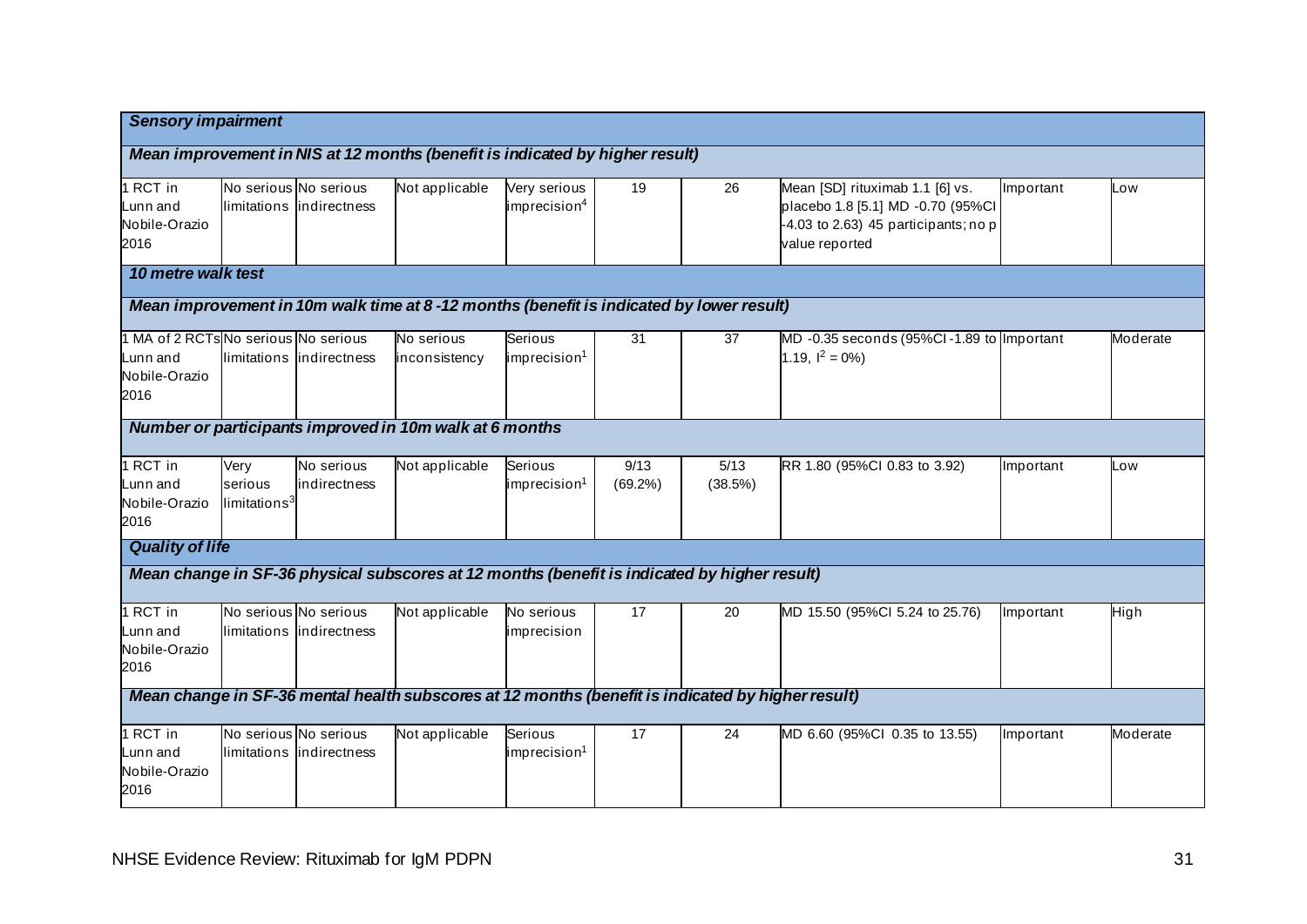| *Sensory impairment* | | | | | | | | | |
|---|---|---|---|---|---|---|---|---|---|
| ***Mean improvement in NIS at 12 months (benefit is indicated by higher result)*** | | | | | | | | | |
| 1 RCT in Lunn and Nobile-Orazio 2016 | No serious limitations | No serious indirectness | Not applicable | Very serious imprecision[4] | 19 | 26 | Mean [SD] rituximab 1.1 [6] vs. placebo 1.8 [5.1] MD -0.70 (95%CI -4.03 to 2.63) 45 participants; no p value reported | Important | Low |
| ***10 metre walk test*** | | | | | | | | | |
| ***Mean improvement in 10m walk time at 8 -12 months (benefit is indicated by lower result)*** | | | | | | | | | |
| 1 MA of 2 RCTs Lunn and Nobile-Orazio 2016 | No serious limitations | No serious indirectness | No serious inconsistency | Serious imprecision[1] | 31 | 37 | MD -0.35 seconds (95%CI -1.89 to 1.19, $I^2 = 0\%$) | Important | Moderate |
| ***Number or participants improved in 10m walk at 6 months*** | | | | | | | | | |
| 1 RCT in Lunn and Nobile-Orazio 2016 | Very serious limitations[3] | No serious indirectness | Not applicable | Serious imprecision[1] | 9/13 (69.2%) | 5/13 (38.5%) | RR 1.80 (95%CI 0.83 to 3.92) | Important | Low |
| ***Quality of life*** | | | | | | | | | |
| ***Mean change in SF-36 physical subscores at 12 months (benefit is indicated by higher result)*** | | | | | | | | | |
| 1 RCT in Lunn and Nobile-Orazio 2016 | No serious limitations | No serious indirectness | Not applicable | No serious imprecision | 17 | 20 | MD 15.50 (95%CI 5.24 to 25.76) | Important | High |
| ***Mean change in SF-36 mental health subscores at 12 months (benefit is indicated by higher result)*** | | | | | | | | | |
| 1 RCT in Lunn and Nobile-Orazio 2016 | No serious limitations | No serious indirectness | Not applicable | Serious imprecision[1] | 17 | 24 | MD 6.60 (95%CI 0.35 to 13.55) | Important | Moderate |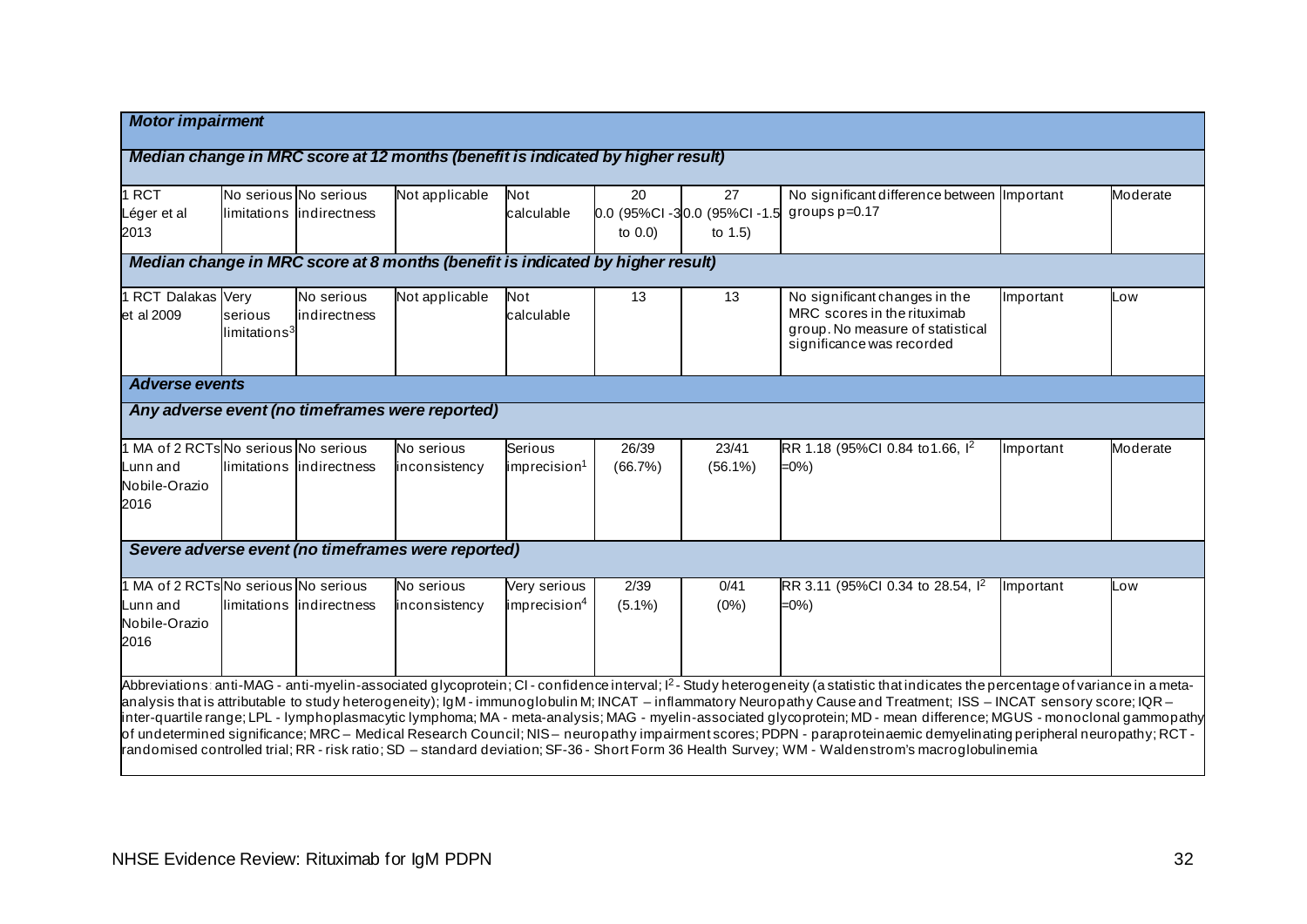| | | | | | | | | | |
|---|---|---|---|---|---|---|---|---|---|
| ***Motor impairment*** | | | | | | | | | |
| ***Median change in MRC score at 12 months (benefit is indicated by higher result)*** | | | | | | | | | |
| 1 RCT Léger et al 2013 | No serious limitations | No serious indirectness | Not applicable | Not calculable | 20 0.0 (95%CI -3 to 0.0) | 27 0.0 (95%CI -1.5 to 1.5) | No significant difference between groups p=0.17 | Important | Moderate |
| ***Median change in MRC score at 8 months (benefit is indicated by higher result)*** | | | | | | | | | |
| 1 RCT Dalakas et al 2009 | Very serious limitations[3] | No serious indirectness | Not applicable | Not calculable | 13 | 13 | No significant changes in the MRC scores in the rituximab group. No measure of statistical significance was recorded | Important | Low |
| ***Adverse events*** | | | | | | | | | |
| ***Any adverse event (no timeframes were reported)*** | | | | | | | | | |
| 1 MA of 2 RCTs Lunn and Nobile-Orazio 2016 | No serious limitations | No serious indirectness | No serious inconsistency | Serious imprecision[1] | 26/39 (66.7%) | 23/41 (56.1%) | RR 1.18 (95%CI 0.84 to1.66, $I^2$ =0%) | Important | Moderate |
| ***Severe adverse event (no timeframes were reported)*** | | | | | | | | | |
| 1 MA of 2 RCTs Lunn and Nobile-Orazio 2016 | No serious limitations | No serious indirectness | No serious inconsistency | Very serious imprecision[4] | 2/39 (5.1%) | 0/41 (0%) | RR 3.11 (95%CI 0.34 to 28.54, $I^2$ =0%) | Important | Low |

Abbreviations: anti-MAG - anti-myelin-associated glycoprotein; CI - confidence interval; $I^2$ - Study heterogeneity (a statistic that indicates the percentage of variance in a meta-analysis that is attributable to study heterogeneity); IgM - immunoglobulin M; INCAT – inflammatory Neuropathy Cause and Treatment; ISS – INCAT sensory score; IQR – inter-quartile range; LPL - lymphoplasmacytic lymphoma; MA - meta-analysis; MAG - myelin-associated glycoprotein; MD - mean difference; MGUS - monoclonal gammopathy of undetermined significance; MRC – Medical Research Council; NIS – neuropathy impairment scores; PDPN - paraproteinaemic demyelinating peripheral neuropathy; RCT - randomised controlled trial; RR - risk ratio; SD – standard deviation; SF-36 - Short Form 36 Health Survey; WM - Waldenstrom's macroglobulinemia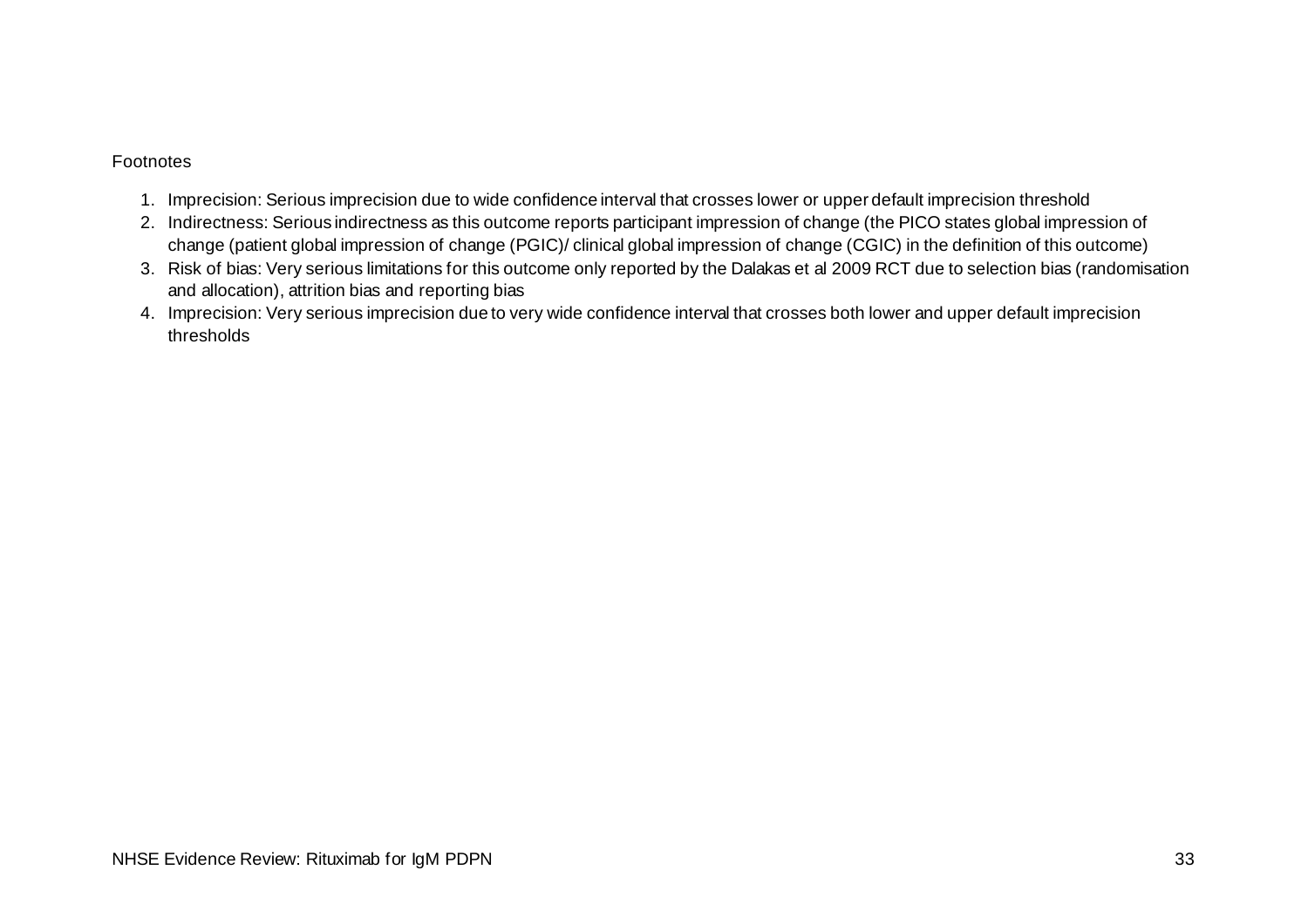Footnotes

1. Imprecision: Serious imprecision due to wide confidence interval that crosses lower or upper default imprecision threshold
2. Indirectness: Serious indirectness as this outcome reports participant impression of change (the PICO states global impression of change (patient global impression of change (PGIC)/ clinical global impression of change (CGIC) in the definition of this outcome)
3. Risk of bias: Very serious limitations for this outcome only reported by the Dalakas et al 2009 RCT due to selection bias (randomisation and allocation), attrition bias and reporting bias
4. Imprecision: Very serious imprecision due to very wide confidence interval that crosses both lower and upper default imprecision thresholds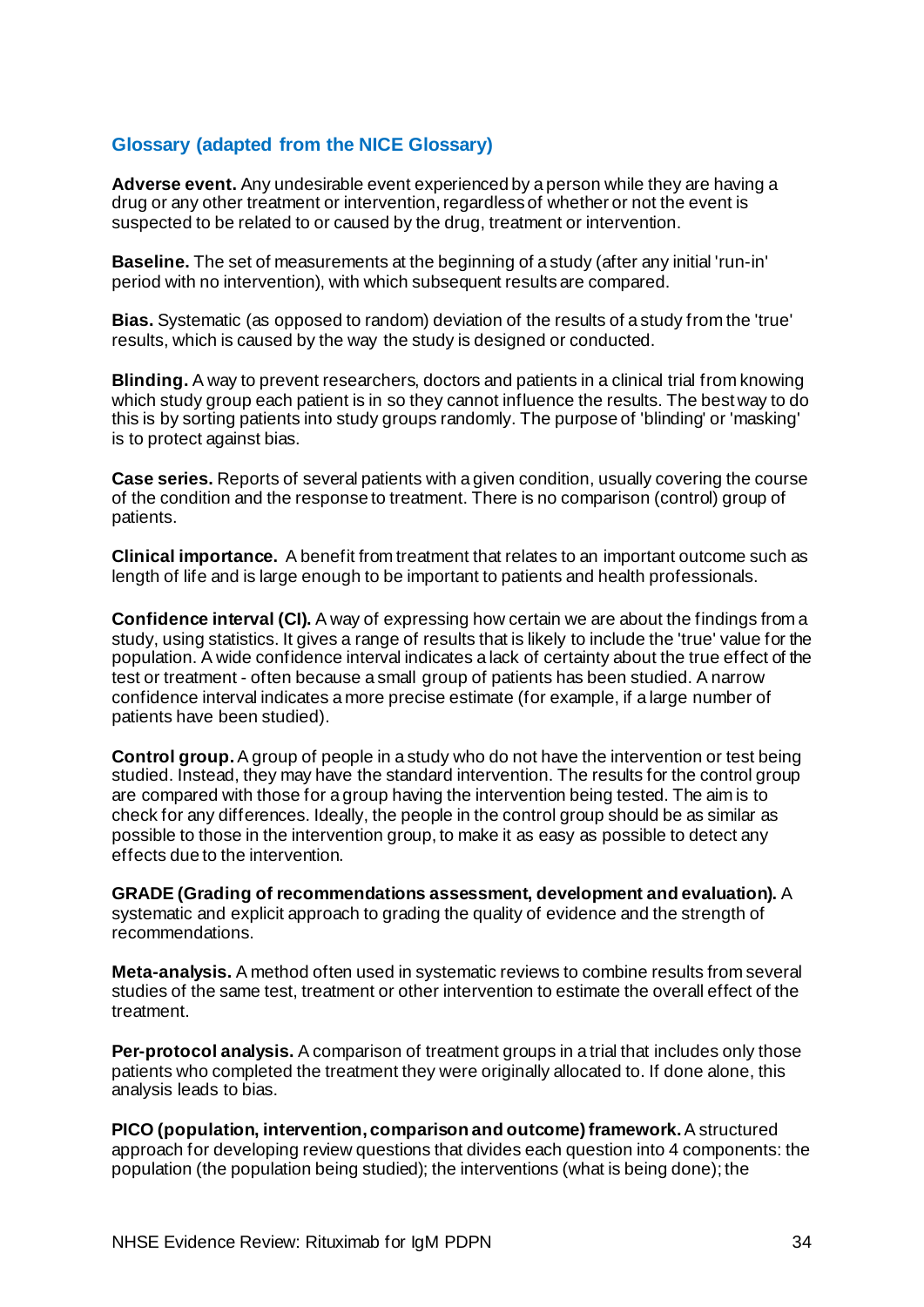## Glossary (adapted from the NICE Glossary)

**Adverse event.** Any undesirable event experienced by a person while they are having a drug or any other treatment or intervention, regardless of whether or not the event is suspected to be related to or caused by the drug, treatment or intervention.

**Baseline.** The set of measurements at the beginning of a study (after any initial 'run-in' period with no intervention), with which subsequent results are compared.

**Bias.** Systematic (as opposed to random) deviation of the results of a study from the 'true' results, which is caused by the way the study is designed or conducted.

**Blinding.** A way to prevent researchers, doctors and patients in a clinical trial from knowing which study group each patient is in so they cannot influence the results. The best way to do this is by sorting patients into study groups randomly. The purpose of 'blinding' or 'masking' is to protect against bias.

**Case series.** Reports of several patients with a given condition, usually covering the course of the condition and the response to treatment. There is no comparison (control) group of patients.

**Clinical importance.** A benefit from treatment that relates to an important outcome such as length of life and is large enough to be important to patients and health professionals.

**Confidence interval (CI).** A way of expressing how certain we are about the findings from a study, using statistics. It gives a range of results that is likely to include the 'true' value for the population. A wide confidence interval indicates a lack of certainty about the true effect of the test or treatment - often because a small group of patients has been studied. A narrow confidence interval indicates a more precise estimate (for example, if a large number of patients have been studied).

**Control group.** A group of people in a study who do not have the intervention or test being studied. Instead, they may have the standard intervention. The results for the control group are compared with those for a group having the intervention being tested. The aim is to check for any differences. Ideally, the people in the control group should be as similar as possible to those in the intervention group, to make it as easy as possible to detect any effects due to the intervention.

**GRADE (Grading of recommendations assessment, development and evaluation).** A systematic and explicit approach to grading the quality of evidence and the strength of recommendations.

**Meta-analysis.** A method often used in systematic reviews to combine results from several studies of the same test, treatment or other intervention to estimate the overall effect of the treatment.

**Per-protocol analysis.** A comparison of treatment groups in a trial that includes only those patients who completed the treatment they were originally allocated to. If done alone, this analysis leads to bias.

**PICO (population, intervention, comparison and outcome) framework.** A structured approach for developing review questions that divides each question into 4 components: the population (the population being studied); the interventions (what is being done); the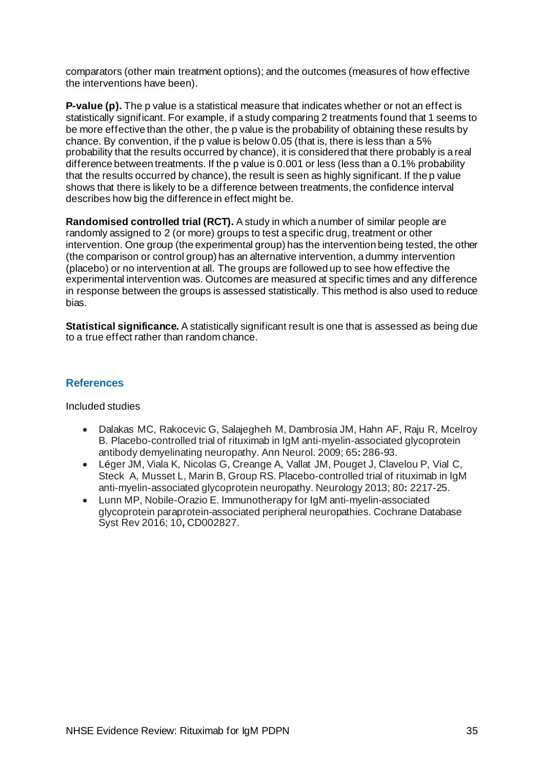comparators (other main treatment options); and the outcomes (measures of how effective the interventions have been).

**P-value (p).** The p value is a statistical measure that indicates whether or not an effect is statistically significant. For example, if a study comparing 2 treatments found that 1 seems to be more effective than the other, the p value is the probability of obtaining these results by chance. By convention, if the p value is below 0.05 (that is, there is less than a 5% probability that the results occurred by chance), it is considered that there probably is a real difference between treatments. If the p value is 0.001 or less (less than a 0.1% probability that the results occurred by chance), the result is seen as highly significant. If the p value shows that there is likely to be a difference between treatments, the confidence interval describes how big the difference in effect might be.

**Randomised controlled trial (RCT).** A study in which a number of similar people are randomly assigned to 2 (or more) groups to test a specific drug, treatment or other intervention. One group (the experimental group) has the intervention being tested, the other (the comparison or control group) has an alternative intervention, a dummy intervention (placebo) or no intervention at all. The groups are followed up to see how effective the experimental intervention was. Outcomes are measured at specific times and any difference in response between the groups is assessed statistically. This method is also used to reduce bias.

**Statistical significance.** A statistically significant result is one that is assessed as being due to a true effect rather than random chance.

## References

Included studies

- Dalakas MC, Rakocevic G, Salajegheh M, Dambrosia JM, Hahn AF, Raju R, Mcelroy B. Placebo-controlled trial of rituximab in IgM anti-myelin-associated glycoprotein antibody demyelinating neuropathy. Ann Neurol. 2009; 65**:** 286-93.
- Léger JM, Viala K, Nicolas G, Creange A, Vallat JM, Pouget J, Clavelou P, Vial C, Steck A, Musset L, Marin B, Group RS. Placebo-controlled trial of rituximab in IgM anti-myelin-associated glycoprotein neuropathy. Neurology 2013; 80**:** 2217-25.
- Lunn MP, Nobile-Orazio E. Immunotherapy for IgM anti-myelin-associated glycoprotein paraprotein-associated peripheral neuropathies. Cochrane Database Syst Rev 2016; 10**,** CD002827.